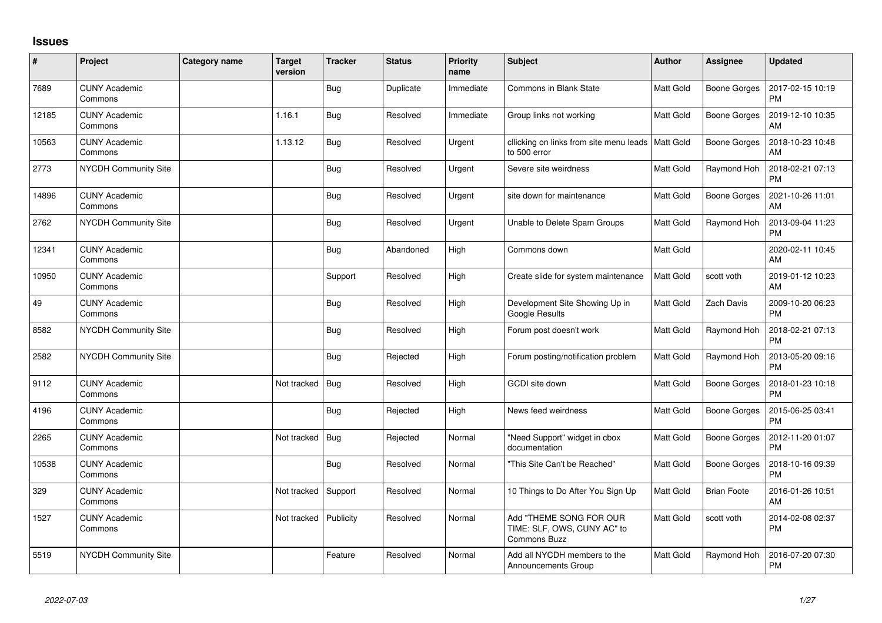# Issues

| # | Project | Category name | Target version | Tracker | Status | Priority name | Subject | Author | Assignee | Updated |
|---|---|---|---|---|---|---|---|---|---|---|
| 7689 | CUNY Academic Commons | | | Bug | Duplicate | Immediate | Commons in Blank State | Matt Gold | Boone Gorges | 2017-02-15 10:19 PM |
| 12185 | CUNY Academic Commons | | 1.16.1 | Bug | Resolved | Immediate | Group links not working | Matt Gold | Boone Gorges | 2019-12-10 10:35 AM |
| 10563 | CUNY Academic Commons | | 1.13.12 | Bug | Resolved | Urgent | cllicking on links from site menu leads to 500 error | Matt Gold | Boone Gorges | 2018-10-23 10:48 AM |
| 2773 | NYCDH Community Site | | | Bug | Resolved | Urgent | Severe site weirdness | Matt Gold | Raymond Hoh | 2018-02-21 07:13 PM |
| 14896 | CUNY Academic Commons | | | Bug | Resolved | Urgent | site down for maintenance | Matt Gold | Boone Gorges | 2021-10-26 11:01 AM |
| 2762 | NYCDH Community Site | | | Bug | Resolved | Urgent | Unable to Delete Spam Groups | Matt Gold | Raymond Hoh | 2013-09-04 11:23 PM |
| 12341 | CUNY Academic Commons | | | Bug | Abandoned | High | Commons down | Matt Gold | | 2020-02-11 10:45 AM |
| 10950 | CUNY Academic Commons | | | Support | Resolved | High | Create slide for system maintenance | Matt Gold | scott voth | 2019-01-12 10:23 AM |
| 49 | CUNY Academic Commons | | | Bug | Resolved | High | Development Site Showing Up in Google Results | Matt Gold | Zach Davis | 2009-10-20 06:23 PM |
| 8582 | NYCDH Community Site | | | Bug | Resolved | High | Forum post doesn't work | Matt Gold | Raymond Hoh | 2018-02-21 07:13 PM |
| 2582 | NYCDH Community Site | | | Bug | Rejected | High | Forum posting/notification problem | Matt Gold | Raymond Hoh | 2013-05-20 09:16 PM |
| 9112 | CUNY Academic Commons | | Not tracked | Bug | Resolved | High | GCDI site down | Matt Gold | Boone Gorges | 2018-01-23 10:18 PM |
| 4196 | CUNY Academic Commons | | | Bug | Rejected | High | News feed weirdness | Matt Gold | Boone Gorges | 2015-06-25 03:41 PM |
| 2265 | CUNY Academic Commons | | Not tracked | Bug | Rejected | Normal | "Need Support" widget in cbox documentation | Matt Gold | Boone Gorges | 2012-11-20 01:07 PM |
| 10538 | CUNY Academic Commons | | | Bug | Resolved | Normal | "This Site Can't be Reached" | Matt Gold | Boone Gorges | 2018-10-16 09:39 PM |
| 329 | CUNY Academic Commons | | Not tracked | Support | Resolved | Normal | 10 Things to Do After You Sign Up | Matt Gold | Brian Foote | 2016-01-26 10:51 AM |
| 1527 | CUNY Academic Commons | | Not tracked | Publicity | Resolved | Normal | Add "THEME SONG FOR OUR TIME: SLF, OWS, CUNY AC" to Commons Buzz | Matt Gold | scott voth | 2014-02-08 02:37 PM |
| 5519 | NYCDH Community Site | | | Feature | Resolved | Normal | Add all NYCDH members to the Announcements Group | Matt Gold | Raymond Hoh | 2016-07-20 07:30 PM |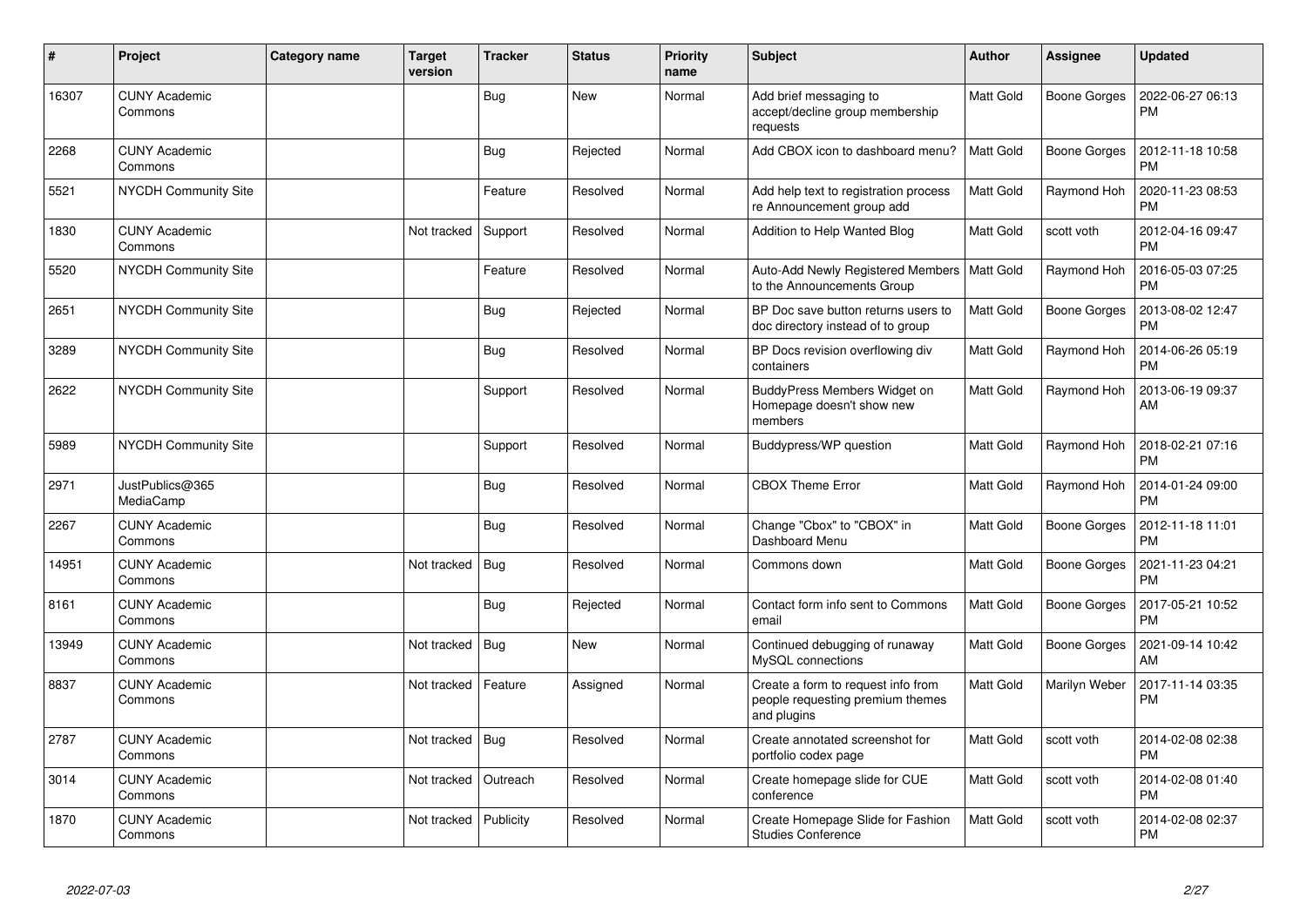| # | Project | Category name | Target version | Tracker | Status | Priority name | Subject | Author | Assignee | Updated |
|---|---|---|---|---|---|---|---|---|---|---|
| 16307 | CUNY Academic Commons | | | Bug | New | Normal | Add brief messaging to accept/decline group membership requests | Matt Gold | Boone Gorges | 2022-06-27 06:13 PM |
| 2268 | CUNY Academic Commons | | | Bug | Rejected | Normal | Add CBOX icon to dashboard menu? | Matt Gold | Boone Gorges | 2012-11-18 10:58 PM |
| 5521 | NYCDH Community Site | | | Feature | Resolved | Normal | Add help text to registration process re Announcement group add | Matt Gold | Raymond Hoh | 2020-11-23 08:53 PM |
| 1830 | CUNY Academic Commons | | Not tracked | Support | Resolved | Normal | Addition to Help Wanted Blog | Matt Gold | scott voth | 2012-04-16 09:47 PM |
| 5520 | NYCDH Community Site | | | Feature | Resolved | Normal | Auto-Add Newly Registered Members to the Announcements Group | Matt Gold | Raymond Hoh | 2016-05-03 07:25 PM |
| 2651 | NYCDH Community Site | | | Bug | Rejected | Normal | BP Doc save button returns users to doc directory instead of to group | Matt Gold | Boone Gorges | 2013-08-02 12:47 PM |
| 3289 | NYCDH Community Site | | | Bug | Resolved | Normal | BP Docs revision overflowing div containers | Matt Gold | Raymond Hoh | 2014-06-26 05:19 PM |
| 2622 | NYCDH Community Site | | | Support | Resolved | Normal | BuddyPress Members Widget on Homepage doesn't show new members | Matt Gold | Raymond Hoh | 2013-06-19 09:37 AM |
| 5989 | NYCDH Community Site | | | Support | Resolved | Normal | Buddypress/WP question | Matt Gold | Raymond Hoh | 2018-02-21 07:16 PM |
| 2971 | JustPublics@365 MediaCamp | | | Bug | Resolved | Normal | CBOX Theme Error | Matt Gold | Raymond Hoh | 2014-01-24 09:00 PM |
| 2267 | CUNY Academic Commons | | | Bug | Resolved | Normal | Change "Cbox" to "CBOX" in Dashboard Menu | Matt Gold | Boone Gorges | 2012-11-18 11:01 PM |
| 14951 | CUNY Academic Commons | | Not tracked | Bug | Resolved | Normal | Commons down | Matt Gold | Boone Gorges | 2021-11-23 04:21 PM |
| 8161 | CUNY Academic Commons | | | Bug | Rejected | Normal | Contact form info sent to Commons email | Matt Gold | Boone Gorges | 2017-05-21 10:52 PM |
| 13949 | CUNY Academic Commons | | Not tracked | Bug | New | Normal | Continued debugging of runaway MySQL connections | Matt Gold | Boone Gorges | 2021-09-14 10:42 AM |
| 8837 | CUNY Academic Commons | | Not tracked | Feature | Assigned | Normal | Create a form to request info from people requesting premium themes and plugins | Matt Gold | Marilyn Weber | 2017-11-14 03:35 PM |
| 2787 | CUNY Academic Commons | | Not tracked | Bug | Resolved | Normal | Create annotated screenshot for portfolio codex page | Matt Gold | scott voth | 2014-02-08 02:38 PM |
| 3014 | CUNY Academic Commons | | Not tracked | Outreach | Resolved | Normal | Create homepage slide for CUE conference | Matt Gold | scott voth | 2014-02-08 01:40 PM |
| 1870 | CUNY Academic Commons | | Not tracked | Publicity | Resolved | Normal | Create Homepage Slide for Fashion Studies Conference | Matt Gold | scott voth | 2014-02-08 02:37 PM |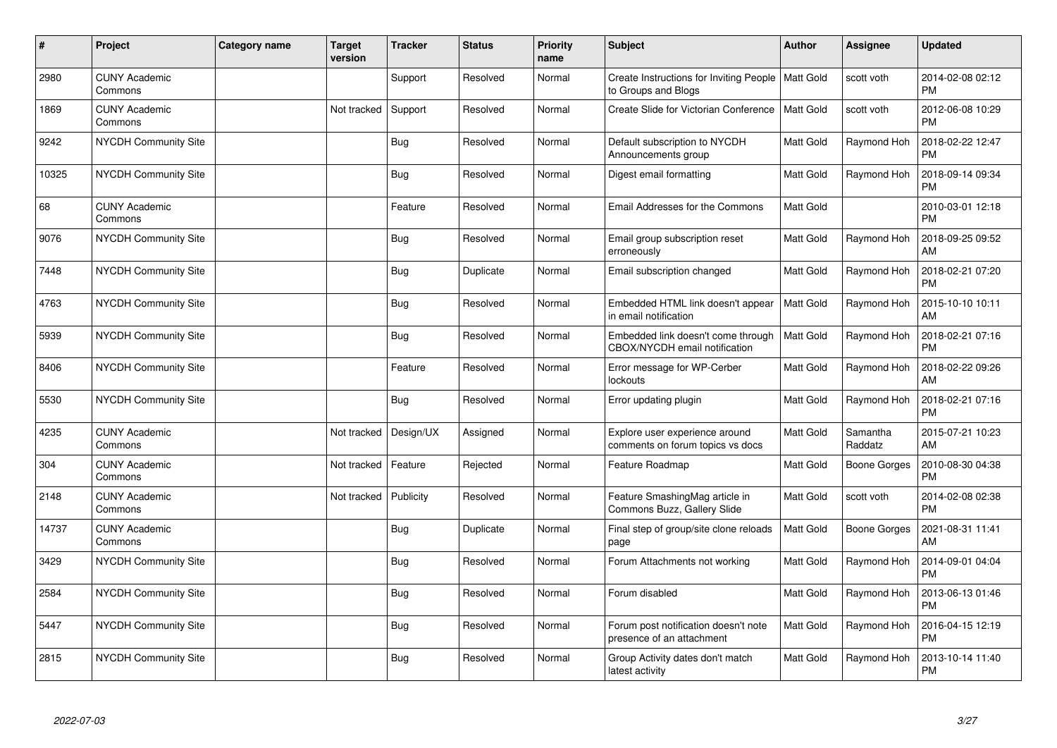| # | Project | Category name | Target version | Tracker | Status | Priority name | Subject | Author | Assignee | Updated |
|---|---|---|---|---|---|---|---|---|---|---|
| 2980 | CUNY Academic Commons | | | Support | Resolved | Normal | Create Instructions for Inviting People to Groups and Blogs | Matt Gold | scott voth | 2014-02-08 02:12 PM |
| 1869 | CUNY Academic Commons | | Not tracked | Support | Resolved | Normal | Create Slide for Victorian Conference | Matt Gold | scott voth | 2012-06-08 10:29 PM |
| 9242 | NYCDH Community Site | | | Bug | Resolved | Normal | Default subscription to NYCDH Announcements group | Matt Gold | Raymond Hoh | 2018-02-22 12:47 PM |
| 10325 | NYCDH Community Site | | | Bug | Resolved | Normal | Digest email formatting | Matt Gold | Raymond Hoh | 2018-09-14 09:34 PM |
| 68 | CUNY Academic Commons | | | Feature | Resolved | Normal | Email Addresses for the Commons | Matt Gold | | 2010-03-01 12:18 PM |
| 9076 | NYCDH Community Site | | | Bug | Resolved | Normal | Email group subscription reset erroneously | Matt Gold | Raymond Hoh | 2018-09-25 09:52 AM |
| 7448 | NYCDH Community Site | | | Bug | Duplicate | Normal | Email subscription changed | Matt Gold | Raymond Hoh | 2018-02-21 07:20 PM |
| 4763 | NYCDH Community Site | | | Bug | Resolved | Normal | Embedded HTML link doesn't appear in email notification | Matt Gold | Raymond Hoh | 2015-10-10 10:11 AM |
| 5939 | NYCDH Community Site | | | Bug | Resolved | Normal | Embedded link doesn't come through CBOX/NYCDH email notification | Matt Gold | Raymond Hoh | 2018-02-21 07:16 PM |
| 8406 | NYCDH Community Site | | | Feature | Resolved | Normal | Error message for WP-Cerber lockouts | Matt Gold | Raymond Hoh | 2018-02-22 09:26 AM |
| 5530 | NYCDH Community Site | | | Bug | Resolved | Normal | Error updating plugin | Matt Gold | Raymond Hoh | 2018-02-21 07:16 PM |
| 4235 | CUNY Academic Commons | | Not tracked | Design/UX | Assigned | Normal | Explore user experience around comments on forum topics vs docs | Matt Gold | Samantha Raddatz | 2015-07-21 10:23 AM |
| 304 | CUNY Academic Commons | | Not tracked | Feature | Rejected | Normal | Feature Roadmap | Matt Gold | Boone Gorges | 2010-08-30 04:38 PM |
| 2148 | CUNY Academic Commons | | Not tracked | Publicity | Resolved | Normal | Feature SmashingMag article in Commons Buzz, Gallery Slide | Matt Gold | scott voth | 2014-02-08 02:38 PM |
| 14737 | CUNY Academic Commons | | | Bug | Duplicate | Normal | Final step of group/site clone reloads page | Matt Gold | Boone Gorges | 2021-08-31 11:41 AM |
| 3429 | NYCDH Community Site | | | Bug | Resolved | Normal | Forum Attachments not working | Matt Gold | Raymond Hoh | 2014-09-01 04:04 PM |
| 2584 | NYCDH Community Site | | | Bug | Resolved | Normal | Forum disabled | Matt Gold | Raymond Hoh | 2013-06-13 01:46 PM |
| 5447 | NYCDH Community Site | | | Bug | Resolved | Normal | Forum post notification doesn't note presence of an attachment | Matt Gold | Raymond Hoh | 2016-04-15 12:19 PM |
| 2815 | NYCDH Community Site | | | Bug | Resolved | Normal | Group Activity dates don't match latest activity | Matt Gold | Raymond Hoh | 2013-10-14 11:40 PM |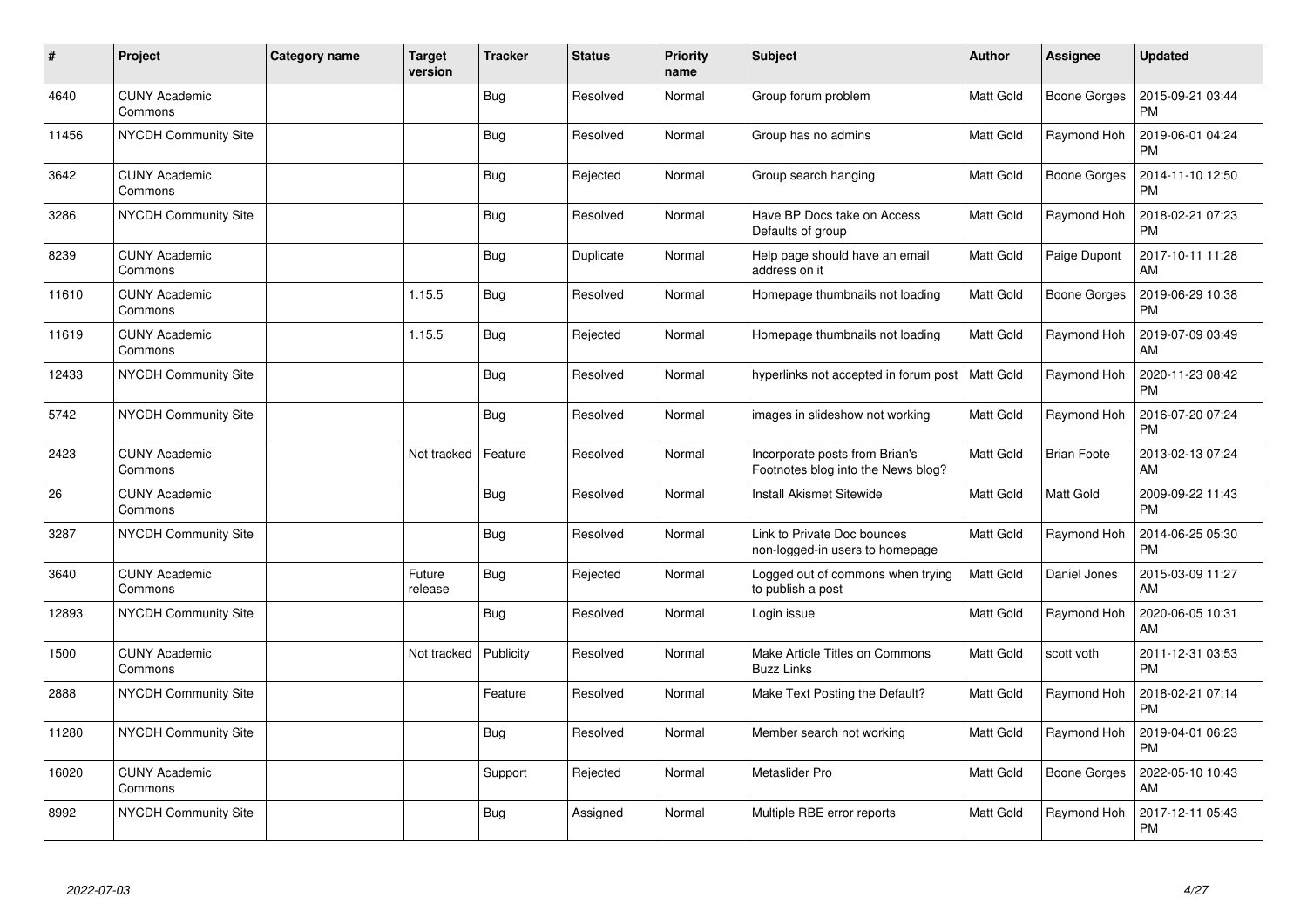| # | Project | Category name | Target version | Tracker | Status | Priority name | Subject | Author | Assignee | Updated |
|---|---|---|---|---|---|---|---|---|---|---|
| 4640 | CUNY Academic Commons | | | Bug | Resolved | Normal | Group forum problem | Matt Gold | Boone Gorges | 2015-09-21 03:44 PM |
| 11456 | NYCDH Community Site | | | Bug | Resolved | Normal | Group has no admins | Matt Gold | Raymond Hoh | 2019-06-01 04:24 PM |
| 3642 | CUNY Academic Commons | | | Bug | Rejected | Normal | Group search hanging | Matt Gold | Boone Gorges | 2014-11-10 12:50 PM |
| 3286 | NYCDH Community Site | | | Bug | Resolved | Normal | Have BP Docs take on Access Defaults of group | Matt Gold | Raymond Hoh | 2018-02-21 07:23 PM |
| 8239 | CUNY Academic Commons | | | Bug | Duplicate | Normal | Help page should have an email address on it | Matt Gold | Paige Dupont | 2017-10-11 11:28 AM |
| 11610 | CUNY Academic Commons | | 1.15.5 | Bug | Resolved | Normal | Homepage thumbnails not loading | Matt Gold | Boone Gorges | 2019-06-29 10:38 PM |
| 11619 | CUNY Academic Commons | | 1.15.5 | Bug | Rejected | Normal | Homepage thumbnails not loading | Matt Gold | Raymond Hoh | 2019-07-09 03:49 AM |
| 12433 | NYCDH Community Site | | | Bug | Resolved | Normal | hyperlinks not accepted in forum post | Matt Gold | Raymond Hoh | 2020-11-23 08:42 PM |
| 5742 | NYCDH Community Site | | | Bug | Resolved | Normal | images in slideshow not working | Matt Gold | Raymond Hoh | 2016-07-20 07:24 PM |
| 2423 | CUNY Academic Commons | | Not tracked | Feature | Resolved | Normal | Incorporate posts from Brian's Footnotes blog into the News blog? | Matt Gold | Brian Foote | 2013-02-13 07:24 AM |
| 26 | CUNY Academic Commons | | | Bug | Resolved | Normal | Install Akismet Sitewide | Matt Gold | Matt Gold | 2009-09-22 11:43 PM |
| 3287 | NYCDH Community Site | | | Bug | Resolved | Normal | Link to Private Doc bounces non-logged-in users to homepage | Matt Gold | Raymond Hoh | 2014-06-25 05:30 PM |
| 3640 | CUNY Academic Commons | | Future release | Bug | Rejected | Normal | Logged out of commons when trying to publish a post | Matt Gold | Daniel Jones | 2015-03-09 11:27 AM |
| 12893 | NYCDH Community Site | | | Bug | Resolved | Normal | Login issue | Matt Gold | Raymond Hoh | 2020-06-05 10:31 AM |
| 1500 | CUNY Academic Commons | | Not tracked | Publicity | Resolved | Normal | Make Article Titles on Commons Buzz Links | Matt Gold | scott voth | 2011-12-31 03:53 PM |
| 2888 | NYCDH Community Site | | | Feature | Resolved | Normal | Make Text Posting the Default? | Matt Gold | Raymond Hoh | 2018-02-21 07:14 PM |
| 11280 | NYCDH Community Site | | | Bug | Resolved | Normal | Member search not working | Matt Gold | Raymond Hoh | 2019-04-01 06:23 PM |
| 16020 | CUNY Academic Commons | | | Support | Rejected | Normal | Metaslider Pro | Matt Gold | Boone Gorges | 2022-05-10 10:43 AM |
| 8992 | NYCDH Community Site | | | Bug | Assigned | Normal | Multiple RBE error reports | Matt Gold | Raymond Hoh | 2017-12-11 05:43 PM |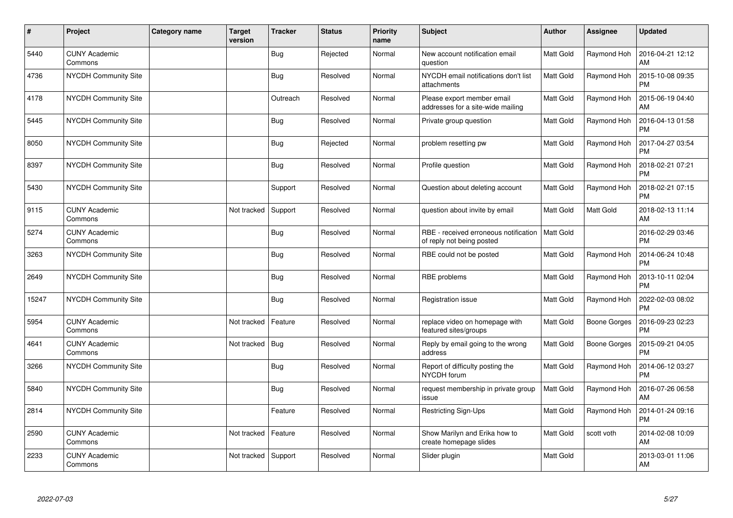| # | Project | Category name | Target version | Tracker | Status | Priority name | Subject | Author | Assignee | Updated |
|---|---|---|---|---|---|---|---|---|---|---|
| 5440 | CUNY Academic Commons | | | Bug | Rejected | Normal | New account notification email question | Matt Gold | Raymond Hoh | 2016-04-21 12:12 AM |
| 4736 | NYCDH Community Site | | | Bug | Resolved | Normal | NYCDH email notifications don't list attachments | Matt Gold | Raymond Hoh | 2015-10-08 09:35 PM |
| 4178 | NYCDH Community Site | | | Outreach | Resolved | Normal | Please export member email addresses for a site-wide mailing | Matt Gold | Raymond Hoh | 2015-06-19 04:40 AM |
| 5445 | NYCDH Community Site | | | Bug | Resolved | Normal | Private group question | Matt Gold | Raymond Hoh | 2016-04-13 01:58 PM |
| 8050 | NYCDH Community Site | | | Bug | Rejected | Normal | problem resetting pw | Matt Gold | Raymond Hoh | 2017-04-27 03:54 PM |
| 8397 | NYCDH Community Site | | | Bug | Resolved | Normal | Profile question | Matt Gold | Raymond Hoh | 2018-02-21 07:21 PM |
| 5430 | NYCDH Community Site | | | Support | Resolved | Normal | Question about deleting account | Matt Gold | Raymond Hoh | 2018-02-21 07:15 PM |
| 9115 | CUNY Academic Commons | | Not tracked | Support | Resolved | Normal | question about invite by email | Matt Gold | Matt Gold | 2018-02-13 11:14 AM |
| 5274 | CUNY Academic Commons | | | Bug | Resolved | Normal | RBE - received erroneous notification of reply not being posted | Matt Gold | | 2016-02-29 03:46 PM |
| 3263 | NYCDH Community Site | | | Bug | Resolved | Normal | RBE could not be posted | Matt Gold | Raymond Hoh | 2014-06-24 10:48 PM |
| 2649 | NYCDH Community Site | | | Bug | Resolved | Normal | RBE problems | Matt Gold | Raymond Hoh | 2013-10-11 02:04 PM |
| 15247 | NYCDH Community Site | | | Bug | Resolved | Normal | Registration issue | Matt Gold | Raymond Hoh | 2022-02-03 08:02 PM |
| 5954 | CUNY Academic Commons | | Not tracked | Feature | Resolved | Normal | replace video on homepage with featured sites/groups | Matt Gold | Boone Gorges | 2016-09-23 02:23 PM |
| 4641 | CUNY Academic Commons | | Not tracked | Bug | Resolved | Normal | Reply by email going to the wrong address | Matt Gold | Boone Gorges | 2015-09-21 04:05 PM |
| 3266 | NYCDH Community Site | | | Bug | Resolved | Normal | Report of difficulty posting the NYCDH forum | Matt Gold | Raymond Hoh | 2014-06-12 03:27 PM |
| 5840 | NYCDH Community Site | | | Bug | Resolved | Normal | request membership in private group issue | Matt Gold | Raymond Hoh | 2016-07-26 06:58 AM |
| 2814 | NYCDH Community Site | | | Feature | Resolved | Normal | Restricting Sign-Ups | Matt Gold | Raymond Hoh | 2014-01-24 09:16 PM |
| 2590 | CUNY Academic Commons | | Not tracked | Feature | Resolved | Normal | Show Marilyn and Erika how to create homepage slides | Matt Gold | scott voth | 2014-02-08 10:09 AM |
| 2233 | CUNY Academic Commons | | Not tracked | Support | Resolved | Normal | Slider plugin | Matt Gold | | 2013-03-01 11:06 AM |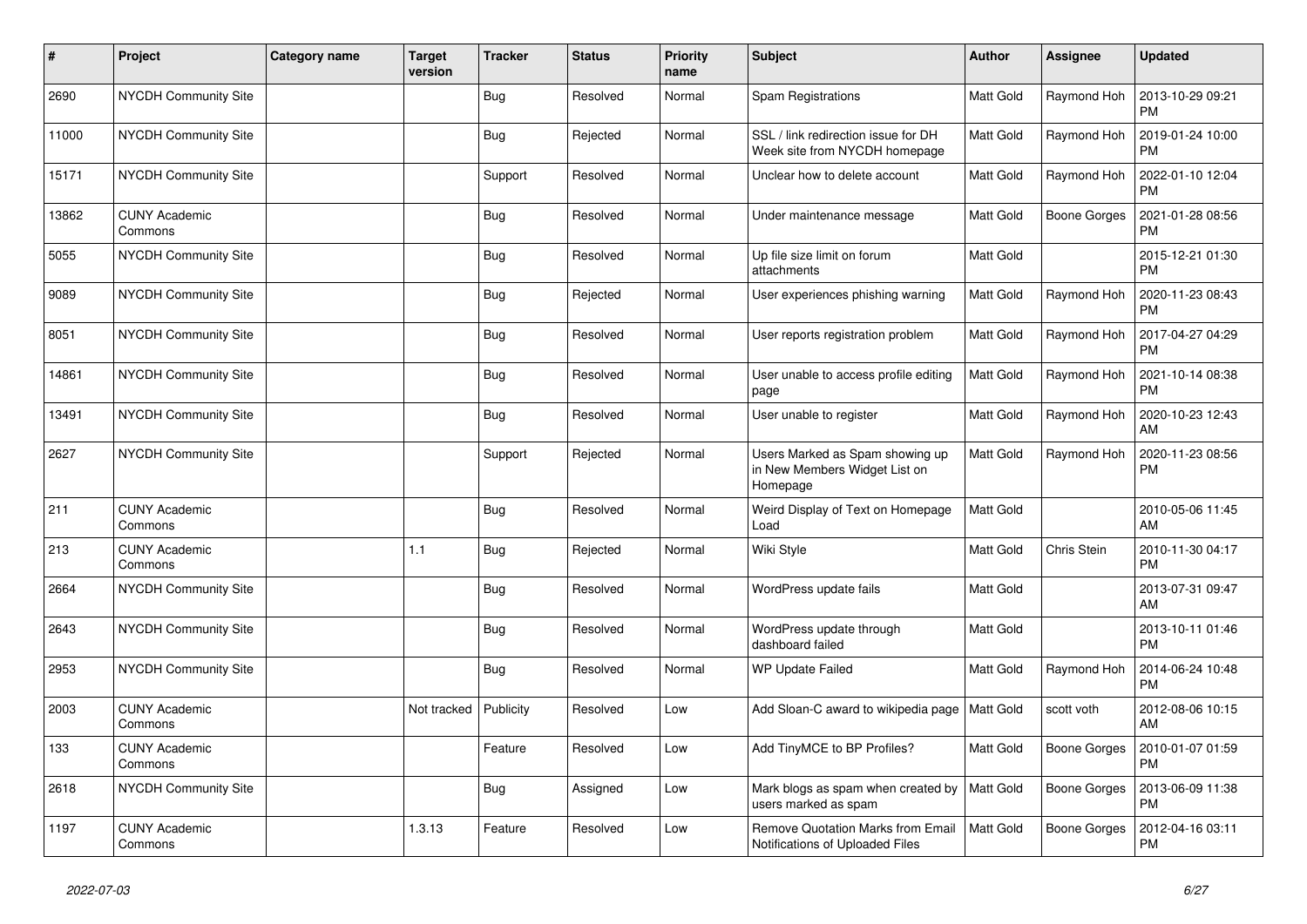| # | Project | Category name | Target version | Tracker | Status | Priority name | Subject | Author | Assignee | Updated |
|---|---|---|---|---|---|---|---|---|---|---|
| 2690 | NYCDH Community Site | | | Bug | Resolved | Normal | Spam Registrations | Matt Gold | Raymond Hoh | 2013-10-29 09:21 PM |
| 11000 | NYCDH Community Site | | | Bug | Rejected | Normal | SSL / link redirection issue for DH Week site from NYCDH homepage | Matt Gold | Raymond Hoh | 2019-01-24 10:00 PM |
| 15171 | NYCDH Community Site | | | Support | Resolved | Normal | Unclear how to delete account | Matt Gold | Raymond Hoh | 2022-01-10 12:04 PM |
| 13862 | CUNY Academic Commons | | | Bug | Resolved | Normal | Under maintenance message | Matt Gold | Boone Gorges | 2021-01-28 08:56 PM |
| 5055 | NYCDH Community Site | | | Bug | Resolved | Normal | Up file size limit on forum attachments | Matt Gold | | 2015-12-21 01:30 PM |
| 9089 | NYCDH Community Site | | | Bug | Rejected | Normal | User experiences phishing warning | Matt Gold | Raymond Hoh | 2020-11-23 08:43 PM |
| 8051 | NYCDH Community Site | | | Bug | Resolved | Normal | User reports registration problem | Matt Gold | Raymond Hoh | 2017-04-27 04:29 PM |
| 14861 | NYCDH Community Site | | | Bug | Resolved | Normal | User unable to access profile editing page | Matt Gold | Raymond Hoh | 2021-10-14 08:38 PM |
| 13491 | NYCDH Community Site | | | Bug | Resolved | Normal | User unable to register | Matt Gold | Raymond Hoh | 2020-10-23 12:43 AM |
| 2627 | NYCDH Community Site | | | Support | Rejected | Normal | Users Marked as Spam showing up in New Members Widget List on Homepage | Matt Gold | Raymond Hoh | 2020-11-23 08:56 PM |
| 211 | CUNY Academic Commons | | | Bug | Resolved | Normal | Weird Display of Text on Homepage Load | Matt Gold | | 2010-05-06 11:45 AM |
| 213 | CUNY Academic Commons | | 1.1 | Bug | Rejected | Normal | Wiki Style | Matt Gold | Chris Stein | 2010-11-30 04:17 PM |
| 2664 | NYCDH Community Site | | | Bug | Resolved | Normal | WordPress update fails | Matt Gold | | 2013-07-31 09:47 AM |
| 2643 | NYCDH Community Site | | | Bug | Resolved | Normal | WordPress update through dashboard failed | Matt Gold | | 2013-10-11 01:46 PM |
| 2953 | NYCDH Community Site | | | Bug | Resolved | Normal | WP Update Failed | Matt Gold | Raymond Hoh | 2014-06-24 10:48 PM |
| 2003 | CUNY Academic Commons | | Not tracked | Publicity | Resolved | Low | Add Sloan-C award to wikipedia page | Matt Gold | scott voth | 2012-08-06 10:15 AM |
| 133 | CUNY Academic Commons | | | Feature | Resolved | Low | Add TinyMCE to BP Profiles? | Matt Gold | Boone Gorges | 2010-01-07 01:59 PM |
| 2618 | NYCDH Community Site | | | Bug | Assigned | Low | Mark blogs as spam when created by users marked as spam | Matt Gold | Boone Gorges | 2013-06-09 11:38 PM |
| 1197 | CUNY Academic Commons | | 1.3.13 | Feature | Resolved | Low | Remove Quotation Marks from Email Notifications of Uploaded Files | Matt Gold | Boone Gorges | 2012-04-16 03:11 PM |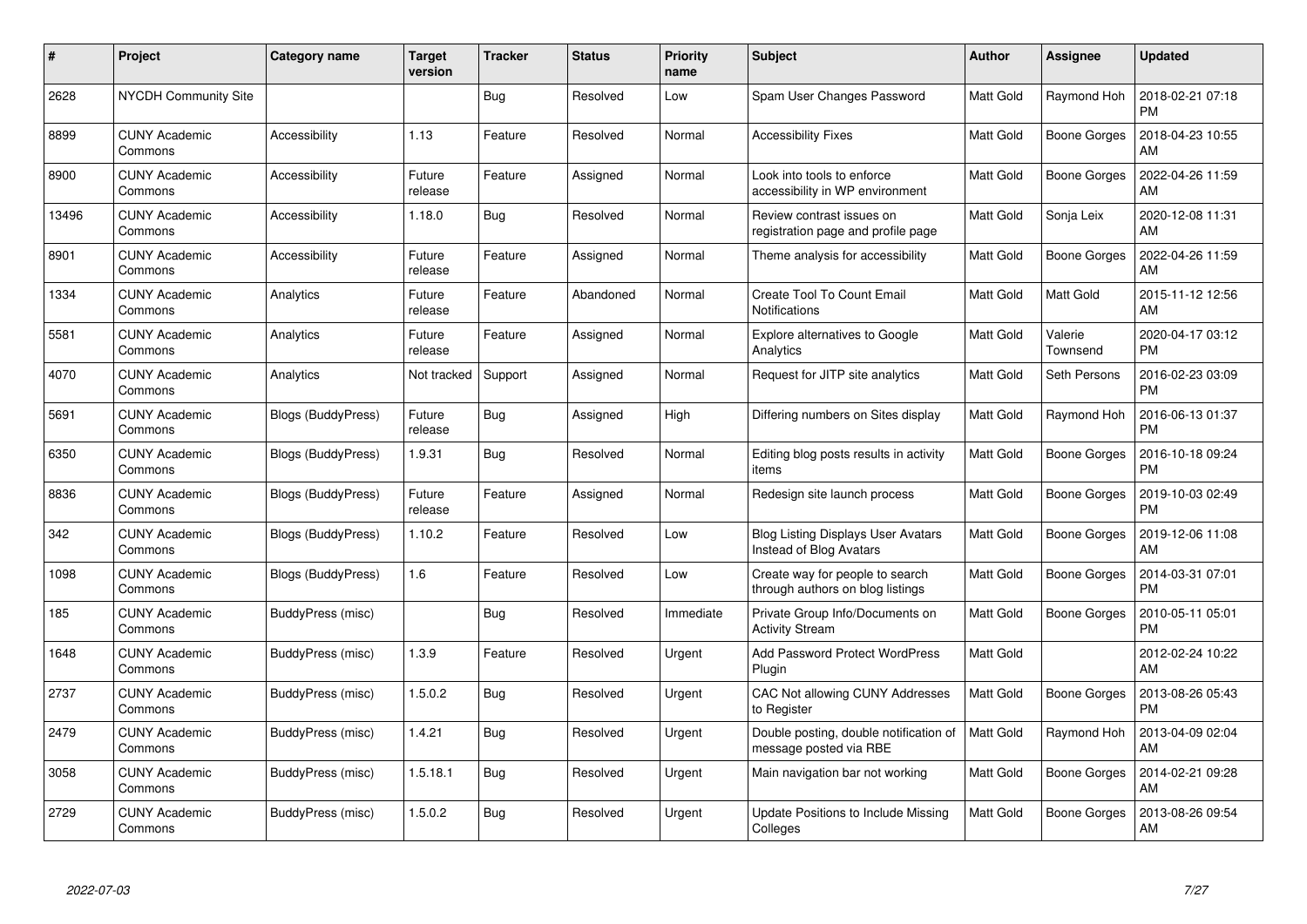| # | Project | Category name | Target version | Tracker | Status | Priority name | Subject | Author | Assignee | Updated |
|---|---|---|---|---|---|---|---|---|---|---|
| 2628 | NYCDH Community Site | | | Bug | Resolved | Low | Spam User Changes Password | Matt Gold | Raymond Hoh | 2018-02-21 07:18 PM |
| 8899 | CUNY Academic Commons | Accessibility | 1.13 | Feature | Resolved | Normal | Accessibility Fixes | Matt Gold | Boone Gorges | 2018-04-23 10:55 AM |
| 8900 | CUNY Academic Commons | Accessibility | Future release | Feature | Assigned | Normal | Look into tools to enforce accessibility in WP environment | Matt Gold | Boone Gorges | 2022-04-26 11:59 AM |
| 13496 | CUNY Academic Commons | Accessibility | 1.18.0 | Bug | Resolved | Normal | Review contrast issues on registration page and profile page | Matt Gold | Sonja Leix | 2020-12-08 11:31 AM |
| 8901 | CUNY Academic Commons | Accessibility | Future release | Feature | Assigned | Normal | Theme analysis for accessibility | Matt Gold | Boone Gorges | 2022-04-26 11:59 AM |
| 1334 | CUNY Academic Commons | Analytics | Future release | Feature | Abandoned | Normal | Create Tool To Count Email Notifications | Matt Gold | Matt Gold | 2015-11-12 12:56 AM |
| 5581 | CUNY Academic Commons | Analytics | Future release | Feature | Assigned | Normal | Explore alternatives to Google Analytics | Matt Gold | Valerie Townsend | 2020-04-17 03:12 PM |
| 4070 | CUNY Academic Commons | Analytics | Not tracked | Support | Assigned | Normal | Request for JITP site analytics | Matt Gold | Seth Persons | 2016-02-23 03:09 PM |
| 5691 | CUNY Academic Commons | Blogs (BuddyPress) | Future release | Bug | Assigned | High | Differing numbers on Sites display | Matt Gold | Raymond Hoh | 2016-06-13 01:37 PM |
| 6350 | CUNY Academic Commons | Blogs (BuddyPress) | 1.9.31 | Bug | Resolved | Normal | Editing blog posts results in activity items | Matt Gold | Boone Gorges | 2016-10-18 09:24 PM |
| 8836 | CUNY Academic Commons | Blogs (BuddyPress) | Future release | Feature | Assigned | Normal | Redesign site launch process | Matt Gold | Boone Gorges | 2019-10-03 02:49 PM |
| 342 | CUNY Academic Commons | Blogs (BuddyPress) | 1.10.2 | Feature | Resolved | Low | Blog Listing Displays User Avatars Instead of Blog Avatars | Matt Gold | Boone Gorges | 2019-12-06 11:08 AM |
| 1098 | CUNY Academic Commons | Blogs (BuddyPress) | 1.6 | Feature | Resolved | Low | Create way for people to search through authors on blog listings | Matt Gold | Boone Gorges | 2014-03-31 07:01 PM |
| 185 | CUNY Academic Commons | BuddyPress (misc) | | Bug | Resolved | Immediate | Private Group Info/Documents on Activity Stream | Matt Gold | Boone Gorges | 2010-05-11 05:01 PM |
| 1648 | CUNY Academic Commons | BuddyPress (misc) | 1.3.9 | Feature | Resolved | Urgent | Add Password Protect WordPress Plugin | Matt Gold | | 2012-02-24 10:22 AM |
| 2737 | CUNY Academic Commons | BuddyPress (misc) | 1.5.0.2 | Bug | Resolved | Urgent | CAC Not allowing CUNY Addresses to Register | Matt Gold | Boone Gorges | 2013-08-26 05:43 PM |
| 2479 | CUNY Academic Commons | BuddyPress (misc) | 1.4.21 | Bug | Resolved | Urgent | Double posting, double notification of message posted via RBE | Matt Gold | Raymond Hoh | 2013-04-09 02:04 AM |
| 3058 | CUNY Academic Commons | BuddyPress (misc) | 1.5.18.1 | Bug | Resolved | Urgent | Main navigation bar not working | Matt Gold | Boone Gorges | 2014-02-21 09:28 AM |
| 2729 | CUNY Academic Commons | BuddyPress (misc) | 1.5.0.2 | Bug | Resolved | Urgent | Update Positions to Include Missing Colleges | Matt Gold | Boone Gorges | 2013-08-26 09:54 AM |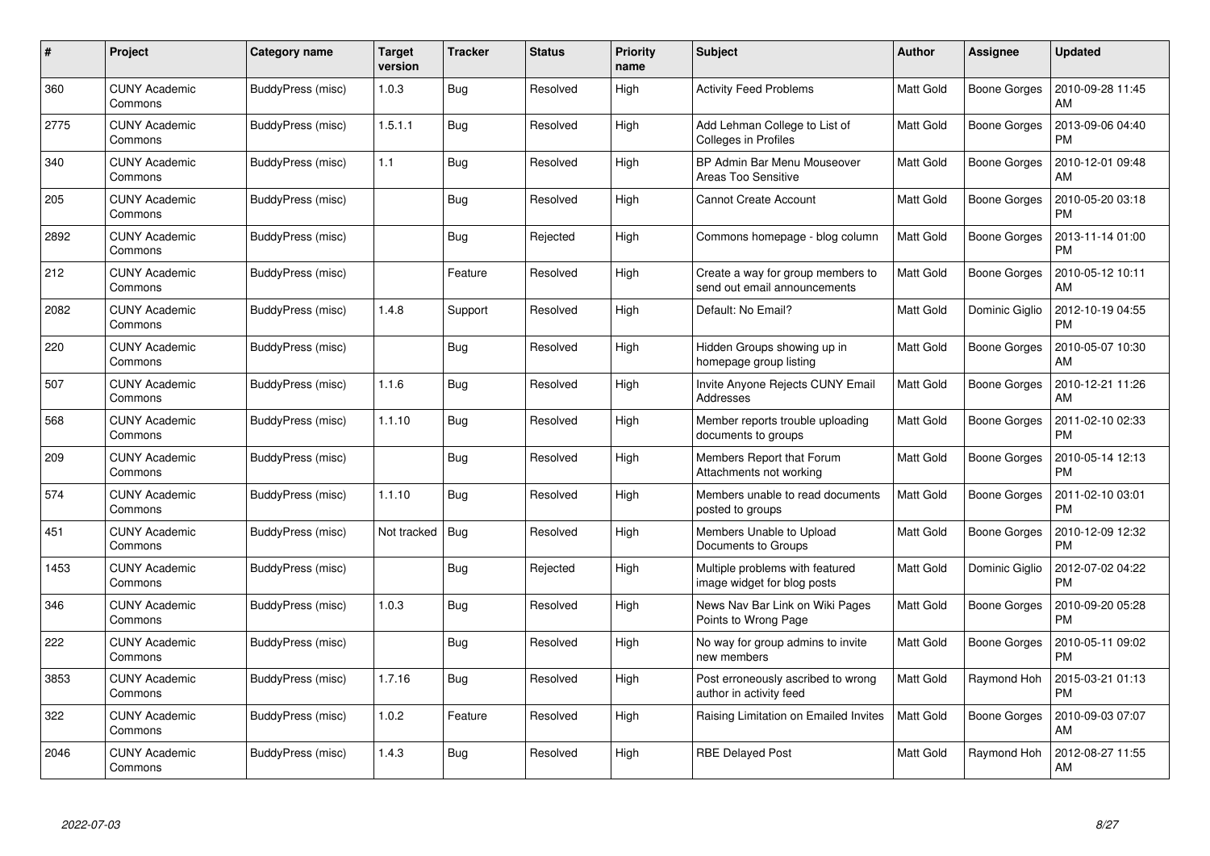| # | Project | Category name | Target version | Tracker | Status | Priority name | Subject | Author | Assignee | Updated |
|---|---|---|---|---|---|---|---|---|---|---|
| 360 | CUNY Academic Commons | BuddyPress (misc) | 1.0.3 | Bug | Resolved | High | Activity Feed Problems | Matt Gold | Boone Gorges | 2010-09-28 11:45 AM |
| 2775 | CUNY Academic Commons | BuddyPress (misc) | 1.5.1.1 | Bug | Resolved | High | Add Lehman College to List of Colleges in Profiles | Matt Gold | Boone Gorges | 2013-09-06 04:40 PM |
| 340 | CUNY Academic Commons | BuddyPress (misc) | 1.1 | Bug | Resolved | High | BP Admin Bar Menu Mouseover Areas Too Sensitive | Matt Gold | Boone Gorges | 2010-12-01 09:48 AM |
| 205 | CUNY Academic Commons | BuddyPress (misc) | | Bug | Resolved | High | Cannot Create Account | Matt Gold | Boone Gorges | 2010-05-20 03:18 PM |
| 2892 | CUNY Academic Commons | BuddyPress (misc) | | Bug | Rejected | High | Commons homepage - blog column | Matt Gold | Boone Gorges | 2013-11-14 01:00 PM |
| 212 | CUNY Academic Commons | BuddyPress (misc) | | Feature | Resolved | High | Create a way for group members to send out email announcements | Matt Gold | Boone Gorges | 2010-05-12 10:11 AM |
| 2082 | CUNY Academic Commons | BuddyPress (misc) | 1.4.8 | Support | Resolved | High | Default: No Email? | Matt Gold | Dominic Giglio | 2012-10-19 04:55 PM |
| 220 | CUNY Academic Commons | BuddyPress (misc) | | Bug | Resolved | High | Hidden Groups showing up in homepage group listing | Matt Gold | Boone Gorges | 2010-05-07 10:30 AM |
| 507 | CUNY Academic Commons | BuddyPress (misc) | 1.1.6 | Bug | Resolved | High | Invite Anyone Rejects CUNY Email Addresses | Matt Gold | Boone Gorges | 2010-12-21 11:26 AM |
| 568 | CUNY Academic Commons | BuddyPress (misc) | 1.1.10 | Bug | Resolved | High | Member reports trouble uploading documents to groups | Matt Gold | Boone Gorges | 2011-02-10 02:33 PM |
| 209 | CUNY Academic Commons | BuddyPress (misc) | | Bug | Resolved | High | Members Report that Forum Attachments not working | Matt Gold | Boone Gorges | 2010-05-14 12:13 PM |
| 574 | CUNY Academic Commons | BuddyPress (misc) | 1.1.10 | Bug | Resolved | High | Members unable to read documents posted to groups | Matt Gold | Boone Gorges | 2011-02-10 03:01 PM |
| 451 | CUNY Academic Commons | BuddyPress (misc) | Not tracked | Bug | Resolved | High | Members Unable to Upload Documents to Groups | Matt Gold | Boone Gorges | 2010-12-09 12:32 PM |
| 1453 | CUNY Academic Commons | BuddyPress (misc) | | Bug | Rejected | High | Multiple problems with featured image widget for blog posts | Matt Gold | Dominic Giglio | 2012-07-02 04:22 PM |
| 346 | CUNY Academic Commons | BuddyPress (misc) | 1.0.3 | Bug | Resolved | High | News Nav Bar Link on Wiki Pages Points to Wrong Page | Matt Gold | Boone Gorges | 2010-09-20 05:28 PM |
| 222 | CUNY Academic Commons | BuddyPress (misc) | | Bug | Resolved | High | No way for group admins to invite new members | Matt Gold | Boone Gorges | 2010-05-11 09:02 PM |
| 3853 | CUNY Academic Commons | BuddyPress (misc) | 1.7.16 | Bug | Resolved | High | Post erroneously ascribed to wrong author in activity feed | Matt Gold | Raymond Hoh | 2015-03-21 01:13 PM |
| 322 | CUNY Academic Commons | BuddyPress (misc) | 1.0.2 | Feature | Resolved | High | Raising Limitation on Emailed Invites | Matt Gold | Boone Gorges | 2010-09-03 07:07 AM |
| 2046 | CUNY Academic Commons | BuddyPress (misc) | 1.4.3 | Bug | Resolved | High | RBE Delayed Post | Matt Gold | Raymond Hoh | 2012-08-27 11:55 AM |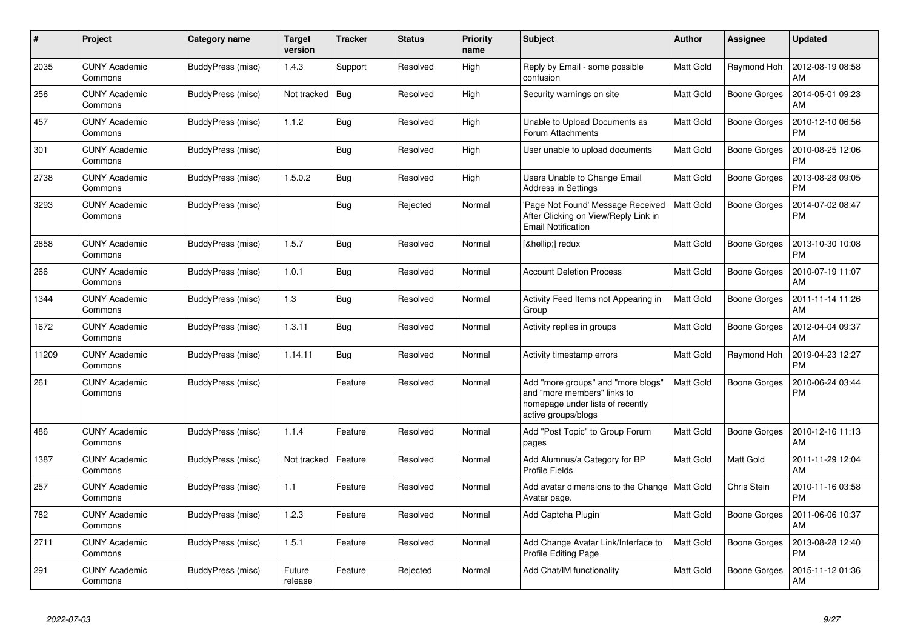| # | Project | Category name | Target version | Tracker | Status | Priority name | Subject | Author | Assignee | Updated |
|---|---|---|---|---|---|---|---|---|---|---|
| 2035 | CUNY Academic Commons | BuddyPress (misc) | 1.4.3 | Support | Resolved | High | Reply by Email - some possible confusion | Matt Gold | Raymond Hoh | 2012-08-19 08:58 AM |
| 256 | CUNY Academic Commons | BuddyPress (misc) | Not tracked | Bug | Resolved | High | Security warnings on site | Matt Gold | Boone Gorges | 2014-05-01 09:23 AM |
| 457 | CUNY Academic Commons | BuddyPress (misc) | 1.1.2 | Bug | Resolved | High | Unable to Upload Documents as Forum Attachments | Matt Gold | Boone Gorges | 2010-12-10 06:56 PM |
| 301 | CUNY Academic Commons | BuddyPress (misc) | | Bug | Resolved | High | User unable to upload documents | Matt Gold | Boone Gorges | 2010-08-25 12:06 PM |
| 2738 | CUNY Academic Commons | BuddyPress (misc) | 1.5.0.2 | Bug | Resolved | High | Users Unable to Change Email Address in Settings | Matt Gold | Boone Gorges | 2013-08-28 09:05 PM |
| 3293 | CUNY Academic Commons | BuddyPress (misc) | | Bug | Rejected | Normal | 'Page Not Found' Message Received After Clicking on View/Reply Link in Email Notification | Matt Gold | Boone Gorges | 2014-07-02 08:47 PM |
| 2858 | CUNY Academic Commons | BuddyPress (misc) | 1.5.7 | Bug | Resolved | Normal | [&hellip;] redux | Matt Gold | Boone Gorges | 2013-10-30 10:08 PM |
| 266 | CUNY Academic Commons | BuddyPress (misc) | 1.0.1 | Bug | Resolved | Normal | Account Deletion Process | Matt Gold | Boone Gorges | 2010-07-19 11:07 AM |
| 1344 | CUNY Academic Commons | BuddyPress (misc) | 1.3 | Bug | Resolved | Normal | Activity Feed Items not Appearing in Group | Matt Gold | Boone Gorges | 2011-11-14 11:26 AM |
| 1672 | CUNY Academic Commons | BuddyPress (misc) | 1.3.11 | Bug | Resolved | Normal | Activity replies in groups | Matt Gold | Boone Gorges | 2012-04-04 09:37 AM |
| 11209 | CUNY Academic Commons | BuddyPress (misc) | 1.14.11 | Bug | Resolved | Normal | Activity timestamp errors | Matt Gold | Raymond Hoh | 2019-04-23 12:27 PM |
| 261 | CUNY Academic Commons | BuddyPress (misc) | | Feature | Resolved | Normal | Add "more groups" and "more blogs" and "more members" links to homepage under lists of recently active groups/blogs | Matt Gold | Boone Gorges | 2010-06-24 03:44 PM |
| 486 | CUNY Academic Commons | BuddyPress (misc) | 1.1.4 | Feature | Resolved | Normal | Add "Post Topic" to Group Forum pages | Matt Gold | Boone Gorges | 2010-12-16 11:13 AM |
| 1387 | CUNY Academic Commons | BuddyPress (misc) | Not tracked | Feature | Resolved | Normal | Add Alumnus/a Category for BP Profile Fields | Matt Gold | Matt Gold | 2011-11-29 12:04 AM |
| 257 | CUNY Academic Commons | BuddyPress (misc) | 1.1 | Feature | Resolved | Normal | Add avatar dimensions to the Change Avatar page. | Matt Gold | Chris Stein | 2010-11-16 03:58 PM |
| 782 | CUNY Academic Commons | BuddyPress (misc) | 1.2.3 | Feature | Resolved | Normal | Add Captcha Plugin | Matt Gold | Boone Gorges | 2011-06-06 10:37 AM |
| 2711 | CUNY Academic Commons | BuddyPress (misc) | 1.5.1 | Feature | Resolved | Normal | Add Change Avatar Link/Interface to Profile Editing Page | Matt Gold | Boone Gorges | 2013-08-28 12:40 PM |
| 291 | CUNY Academic Commons | BuddyPress (misc) | Future release | Feature | Rejected | Normal | Add Chat/IM functionality | Matt Gold | Boone Gorges | 2015-11-12 01:36 AM |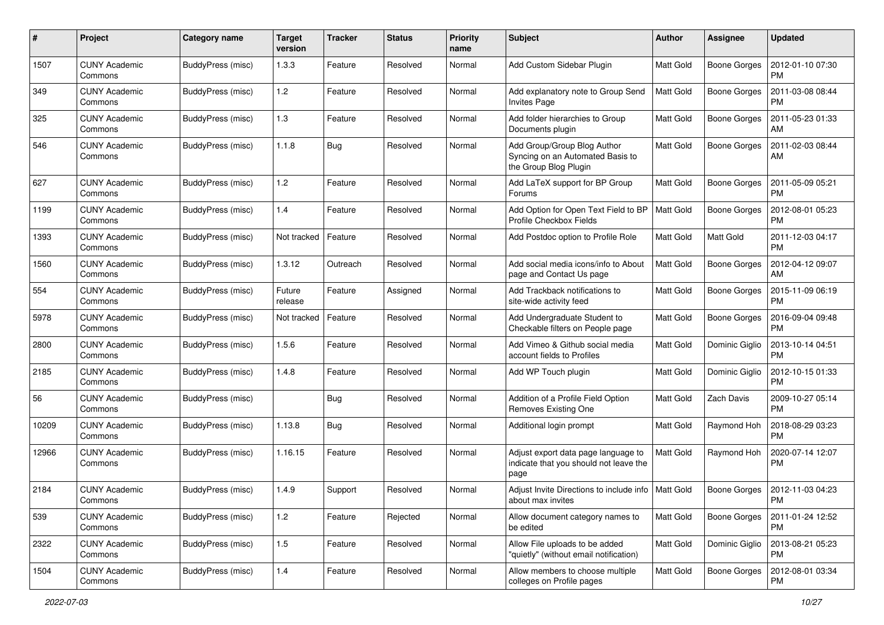| # | Project | Category name | Target version | Tracker | Status | Priority name | Subject | Author | Assignee | Updated |
|---|---|---|---|---|---|---|---|---|---|---|
| 1507 | CUNY Academic Commons | BuddyPress (misc) | 1.3.3 | Feature | Resolved | Normal | Add Custom Sidebar Plugin | Matt Gold | Boone Gorges | 2012-01-10 07:30 PM |
| 349 | CUNY Academic Commons | BuddyPress (misc) | 1.2 | Feature | Resolved | Normal | Add explanatory note to Group Send Invites Page | Matt Gold | Boone Gorges | 2011-03-08 08:44 PM |
| 325 | CUNY Academic Commons | BuddyPress (misc) | 1.3 | Feature | Resolved | Normal | Add folder hierarchies to Group Documents plugin | Matt Gold | Boone Gorges | 2011-05-23 01:33 AM |
| 546 | CUNY Academic Commons | BuddyPress (misc) | 1.1.8 | Bug | Resolved | Normal | Add Group/Group Blog Author Syncing on an Automated Basis to the Group Blog Plugin | Matt Gold | Boone Gorges | 2011-02-03 08:44 AM |
| 627 | CUNY Academic Commons | BuddyPress (misc) | 1.2 | Feature | Resolved | Normal | Add LaTeX support for BP Group Forums | Matt Gold | Boone Gorges | 2011-05-09 05:21 PM |
| 1199 | CUNY Academic Commons | BuddyPress (misc) | 1.4 | Feature | Resolved | Normal | Add Option for Open Text Field to BP Profile Checkbox Fields | Matt Gold | Boone Gorges | 2012-08-01 05:23 PM |
| 1393 | CUNY Academic Commons | BuddyPress (misc) | Not tracked | Feature | Resolved | Normal | Add Postdoc option to Profile Role | Matt Gold | Matt Gold | 2011-12-03 04:17 PM |
| 1560 | CUNY Academic Commons | BuddyPress (misc) | 1.3.12 | Outreach | Resolved | Normal | Add social media icons/info to About page and Contact Us page | Matt Gold | Boone Gorges | 2012-04-12 09:07 AM |
| 554 | CUNY Academic Commons | BuddyPress (misc) | Future release | Feature | Assigned | Normal | Add Trackback notifications to site-wide activity feed | Matt Gold | Boone Gorges | 2015-11-09 06:19 PM |
| 5978 | CUNY Academic Commons | BuddyPress (misc) | Not tracked | Feature | Resolved | Normal | Add Undergraduate Student to Checkable filters on People page | Matt Gold | Boone Gorges | 2016-09-04 09:48 PM |
| 2800 | CUNY Academic Commons | BuddyPress (misc) | 1.5.6 | Feature | Resolved | Normal | Add Vimeo & Github social media account fields to Profiles | Matt Gold | Dominic Giglio | 2013-10-14 04:51 PM |
| 2185 | CUNY Academic Commons | BuddyPress (misc) | 1.4.8 | Feature | Resolved | Normal | Add WP Touch plugin | Matt Gold | Dominic Giglio | 2012-10-15 01:33 PM |
| 56 | CUNY Academic Commons | BuddyPress (misc) | | Bug | Resolved | Normal | Addition of a Profile Field Option Removes Existing One | Matt Gold | Zach Davis | 2009-10-27 05:14 PM |
| 10209 | CUNY Academic Commons | BuddyPress (misc) | 1.13.8 | Bug | Resolved | Normal | Additional login prompt | Matt Gold | Raymond Hoh | 2018-08-29 03:23 PM |
| 12966 | CUNY Academic Commons | BuddyPress (misc) | 1.16.15 | Feature | Resolved | Normal | Adjust export data page language to indicate that you should not leave the page | Matt Gold | Raymond Hoh | 2020-07-14 12:07 PM |
| 2184 | CUNY Academic Commons | BuddyPress (misc) | 1.4.9 | Support | Resolved | Normal | Adjust Invite Directions to include info about max invites | Matt Gold | Boone Gorges | 2012-11-03 04:23 PM |
| 539 | CUNY Academic Commons | BuddyPress (misc) | 1.2 | Feature | Rejected | Normal | Allow document category names to be edited | Matt Gold | Boone Gorges | 2011-01-24 12:52 PM |
| 2322 | CUNY Academic Commons | BuddyPress (misc) | 1.5 | Feature | Resolved | Normal | Allow File uploads to be added "quietly" (without email notification) | Matt Gold | Dominic Giglio | 2013-08-21 05:23 PM |
| 1504 | CUNY Academic Commons | BuddyPress (misc) | 1.4 | Feature | Resolved | Normal | Allow members to choose multiple colleges on Profile pages | Matt Gold | Boone Gorges | 2012-08-01 03:34 PM |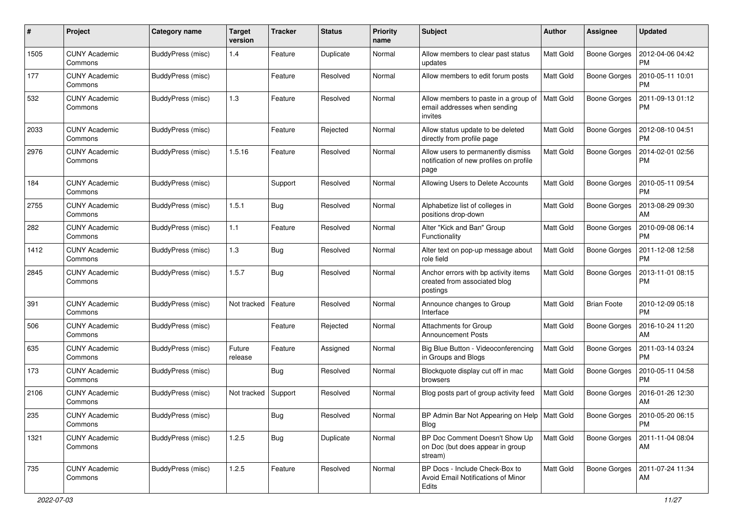| # | Project | Category name | Target version | Tracker | Status | Priority name | Subject | Author | Assignee | Updated |
|---|---|---|---|---|---|---|---|---|---|---|
| 1505 | CUNY Academic Commons | BuddyPress (misc) | 1.4 | Feature | Duplicate | Normal | Allow members to clear past status updates | Matt Gold | Boone Gorges | 2012-04-06 04:42 PM |
| 177 | CUNY Academic Commons | BuddyPress (misc) | | Feature | Resolved | Normal | Allow members to edit forum posts | Matt Gold | Boone Gorges | 2010-05-11 10:01 PM |
| 532 | CUNY Academic Commons | BuddyPress (misc) | 1.3 | Feature | Resolved | Normal | Allow members to paste in a group of email addresses when sending invites | Matt Gold | Boone Gorges | 2011-09-13 01:12 PM |
| 2033 | CUNY Academic Commons | BuddyPress (misc) | | Feature | Rejected | Normal | Allow status update to be deleted directly from profile page | Matt Gold | Boone Gorges | 2012-08-10 04:51 PM |
| 2976 | CUNY Academic Commons | BuddyPress (misc) | 1.5.16 | Feature | Resolved | Normal | Allow users to permanently dismiss notification of new profiles on profile page | Matt Gold | Boone Gorges | 2014-02-01 02:56 PM |
| 184 | CUNY Academic Commons | BuddyPress (misc) | | Support | Resolved | Normal | Allowing Users to Delete Accounts | Matt Gold | Boone Gorges | 2010-05-11 09:54 PM |
| 2755 | CUNY Academic Commons | BuddyPress (misc) | 1.5.1 | Bug | Resolved | Normal | Alphabetize list of colleges in positions drop-down | Matt Gold | Boone Gorges | 2013-08-29 09:30 AM |
| 282 | CUNY Academic Commons | BuddyPress (misc) | 1.1 | Feature | Resolved | Normal | Alter "Kick and Ban" Group Functionality | Matt Gold | Boone Gorges | 2010-09-08 06:14 PM |
| 1412 | CUNY Academic Commons | BuddyPress (misc) | 1.3 | Bug | Resolved | Normal | Alter text on pop-up message about role field | Matt Gold | Boone Gorges | 2011-12-08 12:58 PM |
| 2845 | CUNY Academic Commons | BuddyPress (misc) | 1.5.7 | Bug | Resolved | Normal | Anchor errors with bp activity items created from associated blog postings | Matt Gold | Boone Gorges | 2013-11-01 08:15 PM |
| 391 | CUNY Academic Commons | BuddyPress (misc) | Not tracked | Feature | Resolved | Normal | Announce changes to Group Interface | Matt Gold | Brian Foote | 2010-12-09 05:18 PM |
| 506 | CUNY Academic Commons | BuddyPress (misc) | | Feature | Rejected | Normal | Attachments for Group Announcement Posts | Matt Gold | Boone Gorges | 2016-10-24 11:20 AM |
| 635 | CUNY Academic Commons | BuddyPress (misc) | Future release | Feature | Assigned | Normal | Big Blue Button - Videoconferencing in Groups and Blogs | Matt Gold | Boone Gorges | 2011-03-14 03:24 PM |
| 173 | CUNY Academic Commons | BuddyPress (misc) | | Bug | Resolved | Normal | Blockquote display cut off in mac browsers | Matt Gold | Boone Gorges | 2010-05-11 04:58 PM |
| 2106 | CUNY Academic Commons | BuddyPress (misc) | Not tracked | Support | Resolved | Normal | Blog posts part of group activity feed | Matt Gold | Boone Gorges | 2016-01-26 12:30 AM |
| 235 | CUNY Academic Commons | BuddyPress (misc) | | Bug | Resolved | Normal | BP Admin Bar Not Appearing on Help Blog | Matt Gold | Boone Gorges | 2010-05-20 06:15 PM |
| 1321 | CUNY Academic Commons | BuddyPress (misc) | 1.2.5 | Bug | Duplicate | Normal | BP Doc Comment Doesn't Show Up on Doc (but does appear in group stream) | Matt Gold | Boone Gorges | 2011-11-04 08:04 AM |
| 735 | CUNY Academic Commons | BuddyPress (misc) | 1.2.5 | Feature | Resolved | Normal | BP Docs - Include Check-Box to Avoid Email Notifications of Minor Edits | Matt Gold | Boone Gorges | 2011-07-24 11:34 AM |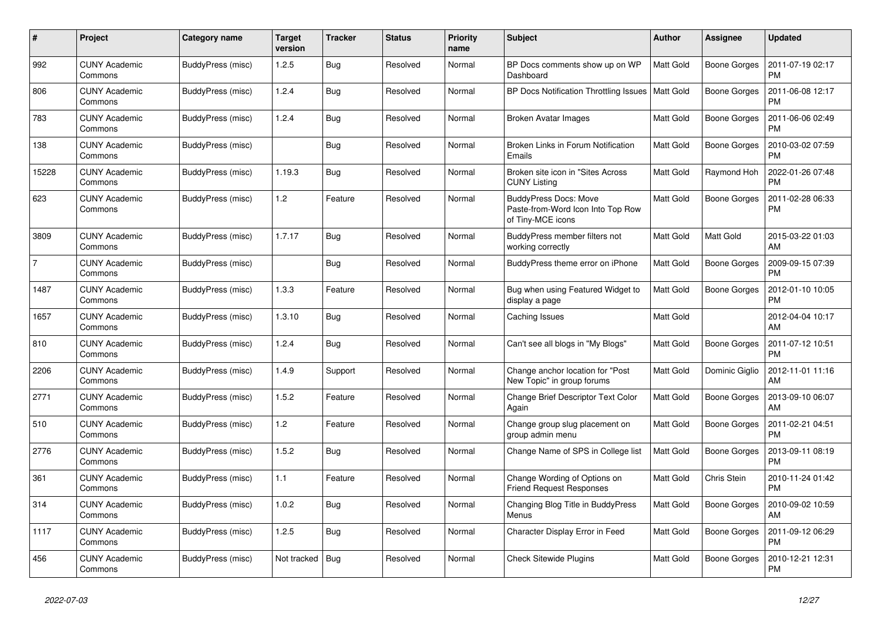| # | Project | Category name | Target version | Tracker | Status | Priority name | Subject | Author | Assignee | Updated |
|---|---|---|---|---|---|---|---|---|---|---|
| 992 | CUNY Academic Commons | BuddyPress (misc) | 1.2.5 | Bug | Resolved | Normal | BP Docs comments show up on WP Dashboard | Matt Gold | Boone Gorges | 2011-07-19 02:17 PM |
| 806 | CUNY Academic Commons | BuddyPress (misc) | 1.2.4 | Bug | Resolved | Normal | BP Docs Notification Throttling Issues | Matt Gold | Boone Gorges | 2011-06-08 12:17 PM |
| 783 | CUNY Academic Commons | BuddyPress (misc) | 1.2.4 | Bug | Resolved | Normal | Broken Avatar Images | Matt Gold | Boone Gorges | 2011-06-06 02:49 PM |
| 138 | CUNY Academic Commons | BuddyPress (misc) | | Bug | Resolved | Normal | Broken Links in Forum Notification Emails | Matt Gold | Boone Gorges | 2010-03-02 07:59 PM |
| 15228 | CUNY Academic Commons | BuddyPress (misc) | 1.19.3 | Bug | Resolved | Normal | Broken site icon in "Sites Across CUNY Listing | Matt Gold | Raymond Hoh | 2022-01-26 07:48 PM |
| 623 | CUNY Academic Commons | BuddyPress (misc) | 1.2 | Feature | Resolved | Normal | BuddyPress Docs: Move Paste-from-Word Icon Into Top Row of Tiny-MCE icons | Matt Gold | Boone Gorges | 2011-02-28 06:33 PM |
| 3809 | CUNY Academic Commons | BuddyPress (misc) | 1.7.17 | Bug | Resolved | Normal | BuddyPress member filters not working correctly | Matt Gold | Matt Gold | 2015-03-22 01:03 AM |
| 7 | CUNY Academic Commons | BuddyPress (misc) | | Bug | Resolved | Normal | BuddyPress theme error on iPhone | Matt Gold | Boone Gorges | 2009-09-15 07:39 PM |
| 1487 | CUNY Academic Commons | BuddyPress (misc) | 1.3.3 | Feature | Resolved | Normal | Bug when using Featured Widget to display a page | Matt Gold | Boone Gorges | 2012-01-10 10:05 PM |
| 1657 | CUNY Academic Commons | BuddyPress (misc) | 1.3.10 | Bug | Resolved | Normal | Caching Issues | Matt Gold | | 2012-04-04 10:17 AM |
| 810 | CUNY Academic Commons | BuddyPress (misc) | 1.2.4 | Bug | Resolved | Normal | Can't see all blogs in "My Blogs" | Matt Gold | Boone Gorges | 2011-07-12 10:51 PM |
| 2206 | CUNY Academic Commons | BuddyPress (misc) | 1.4.9 | Support | Resolved | Normal | Change anchor location for "Post New Topic" in group forums | Matt Gold | Dominic Giglio | 2012-11-01 11:16 AM |
| 2771 | CUNY Academic Commons | BuddyPress (misc) | 1.5.2 | Feature | Resolved | Normal | Change Brief Descriptor Text Color Again | Matt Gold | Boone Gorges | 2013-09-10 06:07 AM |
| 510 | CUNY Academic Commons | BuddyPress (misc) | 1.2 | Feature | Resolved | Normal | Change group slug placement on group admin menu | Matt Gold | Boone Gorges | 2011-02-21 04:51 PM |
| 2776 | CUNY Academic Commons | BuddyPress (misc) | 1.5.2 | Bug | Resolved | Normal | Change Name of SPS in College list | Matt Gold | Boone Gorges | 2013-09-11 08:19 PM |
| 361 | CUNY Academic Commons | BuddyPress (misc) | 1.1 | Feature | Resolved | Normal | Change Wording of Options on Friend Request Responses | Matt Gold | Chris Stein | 2010-11-24 01:42 PM |
| 314 | CUNY Academic Commons | BuddyPress (misc) | 1.0.2 | Bug | Resolved | Normal | Changing Blog Title in BuddyPress Menus | Matt Gold | Boone Gorges | 2010-09-02 10:59 AM |
| 1117 | CUNY Academic Commons | BuddyPress (misc) | 1.2.5 | Bug | Resolved | Normal | Character Display Error in Feed | Matt Gold | Boone Gorges | 2011-09-12 06:29 PM |
| 456 | CUNY Academic Commons | BuddyPress (misc) | Not tracked | Bug | Resolved | Normal | Check Sitewide Plugins | Matt Gold | Boone Gorges | 2010-12-21 12:31 PM |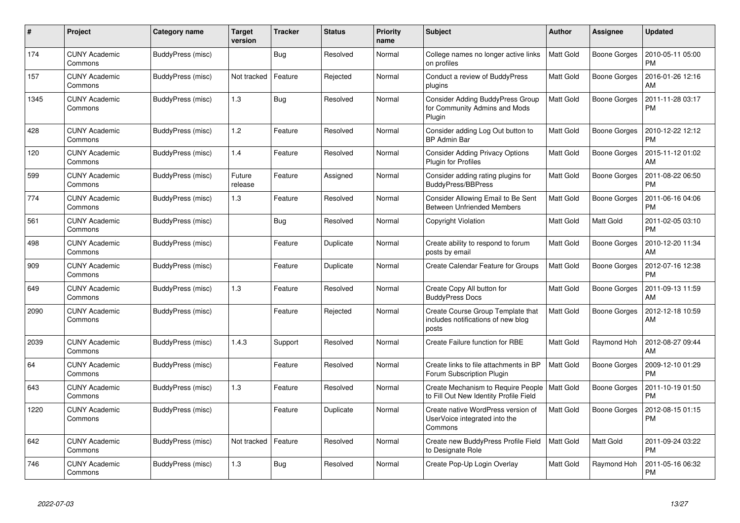| # | Project | Category name | Target version | Tracker | Status | Priority name | Subject | Author | Assignee | Updated |
|---|---|---|---|---|---|---|---|---|---|---|
| 174 | CUNY Academic Commons | BuddyPress (misc) | | Bug | Resolved | Normal | College names no longer active links on profiles | Matt Gold | Boone Gorges | 2010-05-11 05:00 PM |
| 157 | CUNY Academic Commons | BuddyPress (misc) | Not tracked | Feature | Rejected | Normal | Conduct a review of BuddyPress plugins | Matt Gold | Boone Gorges | 2016-01-26 12:16 AM |
| 1345 | CUNY Academic Commons | BuddyPress (misc) | 1.3 | Bug | Resolved | Normal | Consider Adding BuddyPress Group for Community Admins and Mods Plugin | Matt Gold | Boone Gorges | 2011-11-28 03:17 PM |
| 428 | CUNY Academic Commons | BuddyPress (misc) | 1.2 | Feature | Resolved | Normal | Consider adding Log Out button to BP Admin Bar | Matt Gold | Boone Gorges | 2010-12-22 12:12 PM |
| 120 | CUNY Academic Commons | BuddyPress (misc) | 1.4 | Feature | Resolved | Normal | Consider Adding Privacy Options Plugin for Profiles | Matt Gold | Boone Gorges | 2015-11-12 01:02 AM |
| 599 | CUNY Academic Commons | BuddyPress (misc) | Future release | Feature | Assigned | Normal | Consider adding rating plugins for BuddyPress/BBPress | Matt Gold | Boone Gorges | 2011-08-22 06:50 PM |
| 774 | CUNY Academic Commons | BuddyPress (misc) | 1.3 | Feature | Resolved | Normal | Consider Allowing Email to Be Sent Between Unfriended Members | Matt Gold | Boone Gorges | 2011-06-16 04:06 PM |
| 561 | CUNY Academic Commons | BuddyPress (misc) | | Bug | Resolved | Normal | Copyright Violation | Matt Gold | Matt Gold | 2011-02-05 03:10 PM |
| 498 | CUNY Academic Commons | BuddyPress (misc) | | Feature | Duplicate | Normal | Create ability to respond to forum posts by email | Matt Gold | Boone Gorges | 2010-12-20 11:34 AM |
| 909 | CUNY Academic Commons | BuddyPress (misc) | | Feature | Duplicate | Normal | Create Calendar Feature for Groups | Matt Gold | Boone Gorges | 2012-07-16 12:38 PM |
| 649 | CUNY Academic Commons | BuddyPress (misc) | 1.3 | Feature | Resolved | Normal | Create Copy All button for BuddyPress Docs | Matt Gold | Boone Gorges | 2011-09-13 11:59 AM |
| 2090 | CUNY Academic Commons | BuddyPress (misc) | | Feature | Rejected | Normal | Create Course Group Template that includes notifications of new blog posts | Matt Gold | Boone Gorges | 2012-12-18 10:59 AM |
| 2039 | CUNY Academic Commons | BuddyPress (misc) | 1.4.3 | Support | Resolved | Normal | Create Failure function for RBE | Matt Gold | Raymond Hoh | 2012-08-27 09:44 AM |
| 64 | CUNY Academic Commons | BuddyPress (misc) | | Feature | Resolved | Normal | Create links to file attachments in BP Forum Subscription Plugin | Matt Gold | Boone Gorges | 2009-12-10 01:29 PM |
| 643 | CUNY Academic Commons | BuddyPress (misc) | 1.3 | Feature | Resolved | Normal | Create Mechanism to Require People to Fill Out New Identity Profile Field | Matt Gold | Boone Gorges | 2011-10-19 01:50 PM |
| 1220 | CUNY Academic Commons | BuddyPress (misc) | | Feature | Duplicate | Normal | Create native WordPress version of UserVoice integrated into the Commons | Matt Gold | Boone Gorges | 2012-08-15 01:15 PM |
| 642 | CUNY Academic Commons | BuddyPress (misc) | Not tracked | Feature | Resolved | Normal | Create new BuddyPress Profile Field to Designate Role | Matt Gold | Matt Gold | 2011-09-24 03:22 PM |
| 746 | CUNY Academic Commons | BuddyPress (misc) | 1.3 | Bug | Resolved | Normal | Create Pop-Up Login Overlay | Matt Gold | Raymond Hoh | 2011-05-16 06:32 PM |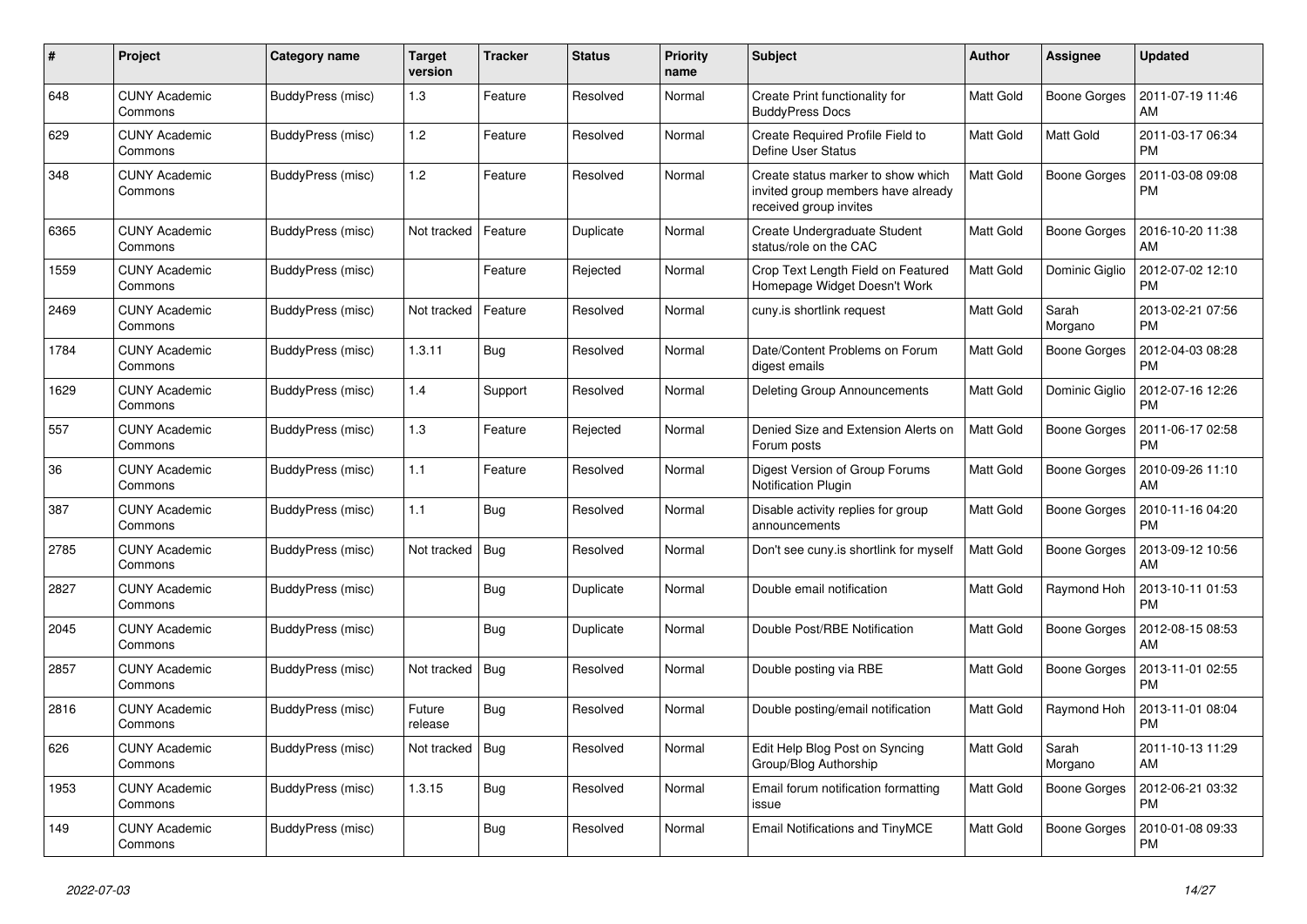| # | Project | Category name | Target version | Tracker | Status | Priority name | Subject | Author | Assignee | Updated |
|---|---|---|---|---|---|---|---|---|---|---|
| 648 | CUNY Academic Commons | BuddyPress (misc) | 1.3 | Feature | Resolved | Normal | Create Print functionality for BuddyPress Docs | Matt Gold | Boone Gorges | 2011-07-19 11:46 AM |
| 629 | CUNY Academic Commons | BuddyPress (misc) | 1.2 | Feature | Resolved | Normal | Create Required Profile Field to Define User Status | Matt Gold | Matt Gold | 2011-03-17 06:34 PM |
| 348 | CUNY Academic Commons | BuddyPress (misc) | 1.2 | Feature | Resolved | Normal | Create status marker to show which invited group members have already received group invites | Matt Gold | Boone Gorges | 2011-03-08 09:08 PM |
| 6365 | CUNY Academic Commons | BuddyPress (misc) | Not tracked | Feature | Duplicate | Normal | Create Undergraduate Student status/role on the CAC | Matt Gold | Boone Gorges | 2016-10-20 11:38 AM |
| 1559 | CUNY Academic Commons | BuddyPress (misc) | | Feature | Rejected | Normal | Crop Text Length Field on Featured Homepage Widget Doesn't Work | Matt Gold | Dominic Giglio | 2012-07-02 12:10 PM |
| 2469 | CUNY Academic Commons | BuddyPress (misc) | Not tracked | Feature | Resolved | Normal | cuny.is shortlink request | Matt Gold | Sarah Morgano | 2013-02-21 07:56 PM |
| 1784 | CUNY Academic Commons | BuddyPress (misc) | 1.3.11 | Bug | Resolved | Normal | Date/Content Problems on Forum digest emails | Matt Gold | Boone Gorges | 2012-04-03 08:28 PM |
| 1629 | CUNY Academic Commons | BuddyPress (misc) | 1.4 | Support | Resolved | Normal | Deleting Group Announcements | Matt Gold | Dominic Giglio | 2012-07-16 12:26 PM |
| 557 | CUNY Academic Commons | BuddyPress (misc) | 1.3 | Feature | Rejected | Normal | Denied Size and Extension Alerts on Forum posts | Matt Gold | Boone Gorges | 2011-06-17 02:58 PM |
| 36 | CUNY Academic Commons | BuddyPress (misc) | 1.1 | Feature | Resolved | Normal | Digest Version of Group Forums Notification Plugin | Matt Gold | Boone Gorges | 2010-09-26 11:10 AM |
| 387 | CUNY Academic Commons | BuddyPress (misc) | 1.1 | Bug | Resolved | Normal | Disable activity replies for group announcements | Matt Gold | Boone Gorges | 2010-11-16 04:20 PM |
| 2785 | CUNY Academic Commons | BuddyPress (misc) | Not tracked | Bug | Resolved | Normal | Don't see cuny.is shortlink for myself | Matt Gold | Boone Gorges | 2013-09-12 10:56 AM |
| 2827 | CUNY Academic Commons | BuddyPress (misc) | | Bug | Duplicate | Normal | Double email notification | Matt Gold | Raymond Hoh | 2013-10-11 01:53 PM |
| 2045 | CUNY Academic Commons | BuddyPress (misc) | | Bug | Duplicate | Normal | Double Post/RBE Notification | Matt Gold | Boone Gorges | 2012-08-15 08:53 AM |
| 2857 | CUNY Academic Commons | BuddyPress (misc) | Not tracked | Bug | Resolved | Normal | Double posting via RBE | Matt Gold | Boone Gorges | 2013-11-01 02:55 PM |
| 2816 | CUNY Academic Commons | BuddyPress (misc) | Future release | Bug | Resolved | Normal | Double posting/email notification | Matt Gold | Raymond Hoh | 2013-11-01 08:04 PM |
| 626 | CUNY Academic Commons | BuddyPress (misc) | Not tracked | Bug | Resolved | Normal | Edit Help Blog Post on Syncing Group/Blog Authorship | Matt Gold | Sarah Morgano | 2011-10-13 11:29 AM |
| 1953 | CUNY Academic Commons | BuddyPress (misc) | 1.3.15 | Bug | Resolved | Normal | Email forum notification formatting issue | Matt Gold | Boone Gorges | 2012-06-21 03:32 PM |
| 149 | CUNY Academic Commons | BuddyPress (misc) | | Bug | Resolved | Normal | Email Notifications and TinyMCE | Matt Gold | Boone Gorges | 2010-01-08 09:33 PM |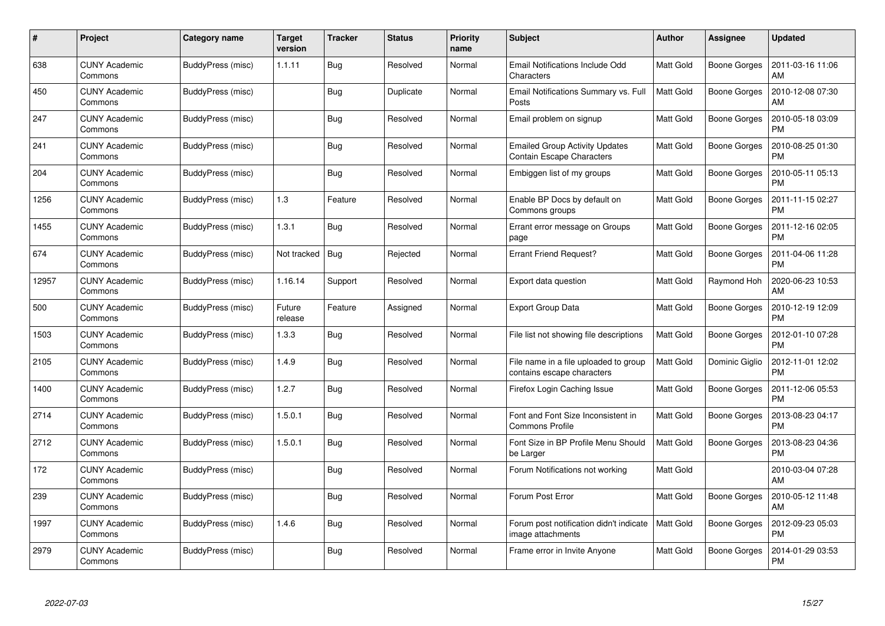| # | Project | Category name | Target version | Tracker | Status | Priority name | Subject | Author | Assignee | Updated |
|---|---|---|---|---|---|---|---|---|---|---|
| 638 | CUNY Academic Commons | BuddyPress (misc) | 1.1.11 | Bug | Resolved | Normal | Email Notifications Include Odd Characters | Matt Gold | Boone Gorges | 2011-03-16 11:06 AM |
| 450 | CUNY Academic Commons | BuddyPress (misc) | | Bug | Duplicate | Normal | Email Notifications Summary vs. Full Posts | Matt Gold | Boone Gorges | 2010-12-08 07:30 AM |
| 247 | CUNY Academic Commons | BuddyPress (misc) | | Bug | Resolved | Normal | Email problem on signup | Matt Gold | Boone Gorges | 2010-05-18 03:09 PM |
| 241 | CUNY Academic Commons | BuddyPress (misc) | | Bug | Resolved | Normal | Emailed Group Activity Updates Contain Escape Characters | Matt Gold | Boone Gorges | 2010-08-25 01:30 PM |
| 204 | CUNY Academic Commons | BuddyPress (misc) | | Bug | Resolved | Normal | Embiggen list of my groups | Matt Gold | Boone Gorges | 2010-05-11 05:13 PM |
| 1256 | CUNY Academic Commons | BuddyPress (misc) | 1.3 | Feature | Resolved | Normal | Enable BP Docs by default on Commons groups | Matt Gold | Boone Gorges | 2011-11-15 02:27 PM |
| 1455 | CUNY Academic Commons | BuddyPress (misc) | 1.3.1 | Bug | Resolved | Normal | Errant error message on Groups page | Matt Gold | Boone Gorges | 2011-12-16 02:05 PM |
| 674 | CUNY Academic Commons | BuddyPress (misc) | Not tracked | Bug | Rejected | Normal | Errant Friend Request? | Matt Gold | Boone Gorges | 2011-04-06 11:28 PM |
| 12957 | CUNY Academic Commons | BuddyPress (misc) | 1.16.14 | Support | Resolved | Normal | Export data question | Matt Gold | Raymond Hoh | 2020-06-23 10:53 AM |
| 500 | CUNY Academic Commons | BuddyPress (misc) | Future release | Feature | Assigned | Normal | Export Group Data | Matt Gold | Boone Gorges | 2010-12-19 12:09 PM |
| 1503 | CUNY Academic Commons | BuddyPress (misc) | 1.3.3 | Bug | Resolved | Normal | File list not showing file descriptions | Matt Gold | Boone Gorges | 2012-01-10 07:28 PM |
| 2105 | CUNY Academic Commons | BuddyPress (misc) | 1.4.9 | Bug | Resolved | Normal | File name in a file uploaded to group contains escape characters | Matt Gold | Dominic Giglio | 2012-11-01 12:02 PM |
| 1400 | CUNY Academic Commons | BuddyPress (misc) | 1.2.7 | Bug | Resolved | Normal | Firefox Login Caching Issue | Matt Gold | Boone Gorges | 2011-12-06 05:53 PM |
| 2714 | CUNY Academic Commons | BuddyPress (misc) | 1.5.0.1 | Bug | Resolved | Normal | Font and Font Size Inconsistent in Commons Profile | Matt Gold | Boone Gorges | 2013-08-23 04:17 PM |
| 2712 | CUNY Academic Commons | BuddyPress (misc) | 1.5.0.1 | Bug | Resolved | Normal | Font Size in BP Profile Menu Should be Larger | Matt Gold | Boone Gorges | 2013-08-23 04:36 PM |
| 172 | CUNY Academic Commons | BuddyPress (misc) | | Bug | Resolved | Normal | Forum Notifications not working | Matt Gold | | 2010-03-04 07:28 AM |
| 239 | CUNY Academic Commons | BuddyPress (misc) | | Bug | Resolved | Normal | Forum Post Error | Matt Gold | Boone Gorges | 2010-05-12 11:48 AM |
| 1997 | CUNY Academic Commons | BuddyPress (misc) | 1.4.6 | Bug | Resolved | Normal | Forum post notification didn't indicate image attachments | Matt Gold | Boone Gorges | 2012-09-23 05:03 PM |
| 2979 | CUNY Academic Commons | BuddyPress (misc) | | Bug | Resolved | Normal | Frame error in Invite Anyone | Matt Gold | Boone Gorges | 2014-01-29 03:53 PM |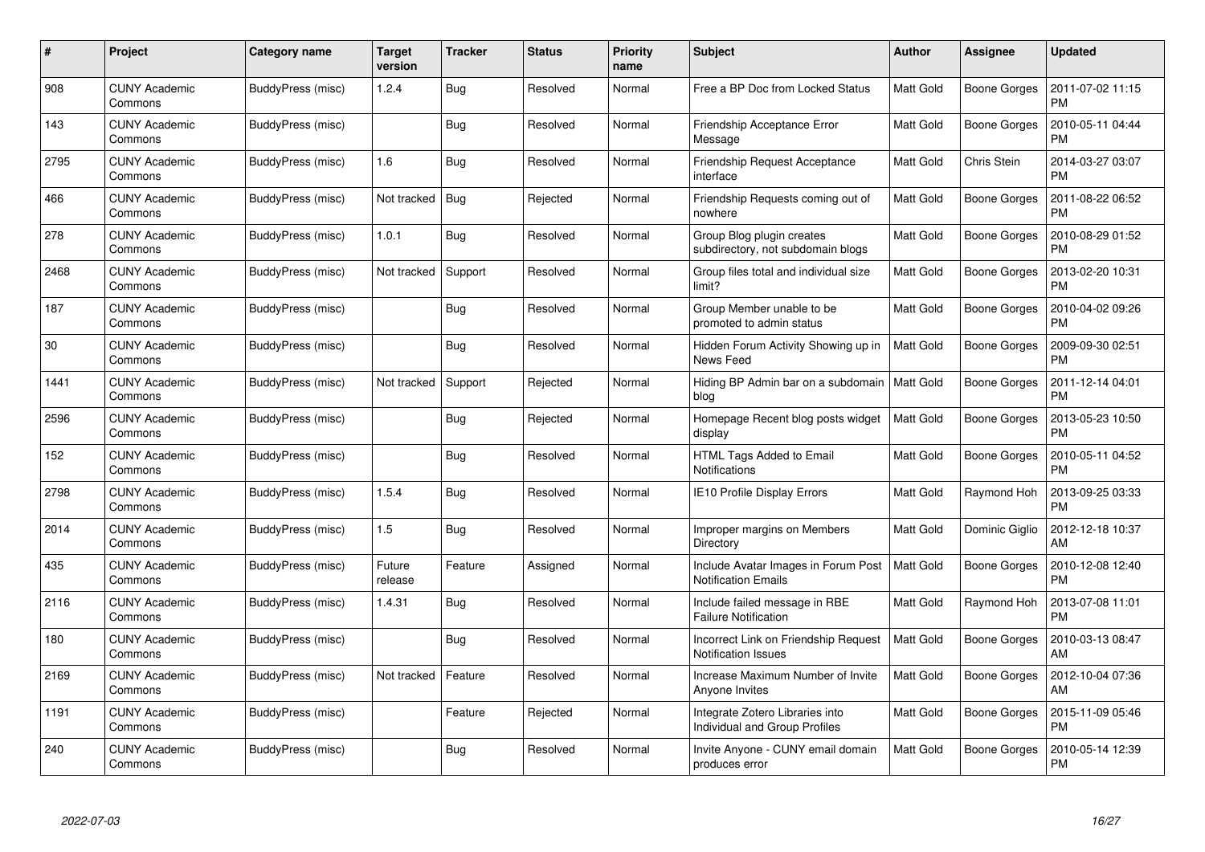| # | Project | Category name | Target version | Tracker | Status | Priority name | Subject | Author | Assignee | Updated |
|---|---|---|---|---|---|---|---|---|---|---|
| 908 | CUNY Academic Commons | BuddyPress (misc) | 1.2.4 | Bug | Resolved | Normal | Free a BP Doc from Locked Status | Matt Gold | Boone Gorges | 2011-07-02 11:15 PM |
| 143 | CUNY Academic Commons | BuddyPress (misc) | | Bug | Resolved | Normal | Friendship Acceptance Error Message | Matt Gold | Boone Gorges | 2010-05-11 04:44 PM |
| 2795 | CUNY Academic Commons | BuddyPress (misc) | 1.6 | Bug | Resolved | Normal | Friendship Request Acceptance interface | Matt Gold | Chris Stein | 2014-03-27 03:07 PM |
| 466 | CUNY Academic Commons | BuddyPress (misc) | Not tracked | Bug | Rejected | Normal | Friendship Requests coming out of nowhere | Matt Gold | Boone Gorges | 2011-08-22 06:52 PM |
| 278 | CUNY Academic Commons | BuddyPress (misc) | 1.0.1 | Bug | Resolved | Normal | Group Blog plugin creates subdirectory, not subdomain blogs | Matt Gold | Boone Gorges | 2010-08-29 01:52 PM |
| 2468 | CUNY Academic Commons | BuddyPress (misc) | Not tracked | Support | Resolved | Normal | Group files total and individual size limit? | Matt Gold | Boone Gorges | 2013-02-20 10:31 PM |
| 187 | CUNY Academic Commons | BuddyPress (misc) | | Bug | Resolved | Normal | Group Member unable to be promoted to admin status | Matt Gold | Boone Gorges | 2010-04-02 09:26 PM |
| 30 | CUNY Academic Commons | BuddyPress (misc) | | Bug | Resolved | Normal | Hidden Forum Activity Showing up in News Feed | Matt Gold | Boone Gorges | 2009-09-30 02:51 PM |
| 1441 | CUNY Academic Commons | BuddyPress (misc) | Not tracked | Support | Rejected | Normal | Hiding BP Admin bar on a subdomain blog | Matt Gold | Boone Gorges | 2011-12-14 04:01 PM |
| 2596 | CUNY Academic Commons | BuddyPress (misc) | | Bug | Rejected | Normal | Homepage Recent blog posts widget display | Matt Gold | Boone Gorges | 2013-05-23 10:50 PM |
| 152 | CUNY Academic Commons | BuddyPress (misc) | | Bug | Resolved | Normal | HTML Tags Added to Email Notifications | Matt Gold | Boone Gorges | 2010-05-11 04:52 PM |
| 2798 | CUNY Academic Commons | BuddyPress (misc) | 1.5.4 | Bug | Resolved | Normal | IE10 Profile Display Errors | Matt Gold | Raymond Hoh | 2013-09-25 03:33 PM |
| 2014 | CUNY Academic Commons | BuddyPress (misc) | 1.5 | Bug | Resolved | Normal | Improper margins on Members Directory | Matt Gold | Dominic Giglio | 2012-12-18 10:37 AM |
| 435 | CUNY Academic Commons | BuddyPress (misc) | Future release | Feature | Assigned | Normal | Include Avatar Images in Forum Post Notification Emails | Matt Gold | Boone Gorges | 2010-12-08 12:40 PM |
| 2116 | CUNY Academic Commons | BuddyPress (misc) | 1.4.31 | Bug | Resolved | Normal | Include failed message in RBE Failure Notification | Matt Gold | Raymond Hoh | 2013-07-08 11:01 PM |
| 180 | CUNY Academic Commons | BuddyPress (misc) | | Bug | Resolved | Normal | Incorrect Link on Friendship Request Notification Issues | Matt Gold | Boone Gorges | 2010-03-13 08:47 AM |
| 2169 | CUNY Academic Commons | BuddyPress (misc) | Not tracked | Feature | Resolved | Normal | Increase Maximum Number of Invite Anyone Invites | Matt Gold | Boone Gorges | 2012-10-04 07:36 AM |
| 1191 | CUNY Academic Commons | BuddyPress (misc) | | Feature | Rejected | Normal | Integrate Zotero Libraries into Individual and Group Profiles | Matt Gold | Boone Gorges | 2015-11-09 05:46 PM |
| 240 | CUNY Academic Commons | BuddyPress (misc) | | Bug | Resolved | Normal | Invite Anyone - CUNY email domain produces error | Matt Gold | Boone Gorges | 2010-05-14 12:39 PM |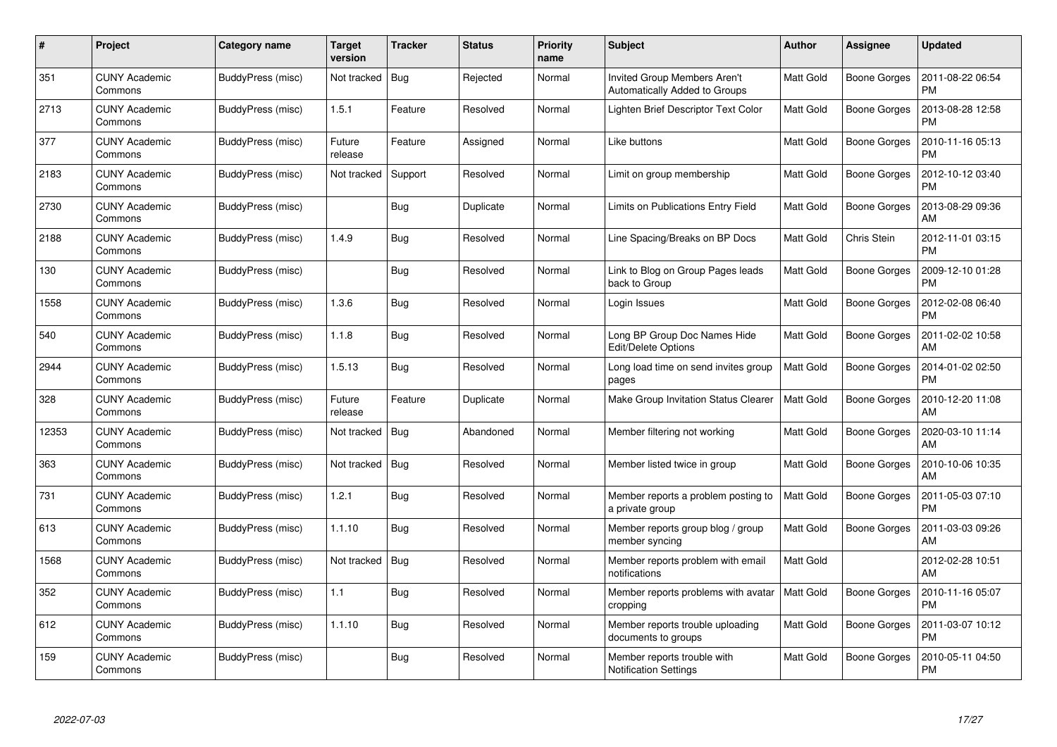| # | Project | Category name | Target version | Tracker | Status | Priority name | Subject | Author | Assignee | Updated |
|---|---|---|---|---|---|---|---|---|---|---|
| 351 | CUNY Academic Commons | BuddyPress (misc) | Not tracked | Bug | Rejected | Normal | Invited Group Members Aren't Automatically Added to Groups | Matt Gold | Boone Gorges | 2011-08-22 06:54 PM |
| 2713 | CUNY Academic Commons | BuddyPress (misc) | 1.5.1 | Feature | Resolved | Normal | Lighten Brief Descriptor Text Color | Matt Gold | Boone Gorges | 2013-08-28 12:58 PM |
| 377 | CUNY Academic Commons | BuddyPress (misc) | Future release | Feature | Assigned | Normal | Like buttons | Matt Gold | Boone Gorges | 2010-11-16 05:13 PM |
| 2183 | CUNY Academic Commons | BuddyPress (misc) | Not tracked | Support | Resolved | Normal | Limit on group membership | Matt Gold | Boone Gorges | 2012-10-12 03:40 PM |
| 2730 | CUNY Academic Commons | BuddyPress (misc) | | Bug | Duplicate | Normal | Limits on Publications Entry Field | Matt Gold | Boone Gorges | 2013-08-29 09:36 AM |
| 2188 | CUNY Academic Commons | BuddyPress (misc) | 1.4.9 | Bug | Resolved | Normal | Line Spacing/Breaks on BP Docs | Matt Gold | Chris Stein | 2012-11-01 03:15 PM |
| 130 | CUNY Academic Commons | BuddyPress (misc) | | Bug | Resolved | Normal | Link to Blog on Group Pages leads back to Group | Matt Gold | Boone Gorges | 2009-12-10 01:28 PM |
| 1558 | CUNY Academic Commons | BuddyPress (misc) | 1.3.6 | Bug | Resolved | Normal | Login Issues | Matt Gold | Boone Gorges | 2012-02-08 06:40 PM |
| 540 | CUNY Academic Commons | BuddyPress (misc) | 1.1.8 | Bug | Resolved | Normal | Long BP Group Doc Names Hide Edit/Delete Options | Matt Gold | Boone Gorges | 2011-02-02 10:58 AM |
| 2944 | CUNY Academic Commons | BuddyPress (misc) | 1.5.13 | Bug | Resolved | Normal | Long load time on send invites group pages | Matt Gold | Boone Gorges | 2014-01-02 02:50 PM |
| 328 | CUNY Academic Commons | BuddyPress (misc) | Future release | Feature | Duplicate | Normal | Make Group Invitation Status Clearer | Matt Gold | Boone Gorges | 2010-12-20 11:08 AM |
| 12353 | CUNY Academic Commons | BuddyPress (misc) | Not tracked | Bug | Abandoned | Normal | Member filtering not working | Matt Gold | Boone Gorges | 2020-03-10 11:14 AM |
| 363 | CUNY Academic Commons | BuddyPress (misc) | Not tracked | Bug | Resolved | Normal | Member listed twice in group | Matt Gold | Boone Gorges | 2010-10-06 10:35 AM |
| 731 | CUNY Academic Commons | BuddyPress (misc) | 1.2.1 | Bug | Resolved | Normal | Member reports a problem posting to a private group | Matt Gold | Boone Gorges | 2011-05-03 07:10 PM |
| 613 | CUNY Academic Commons | BuddyPress (misc) | 1.1.10 | Bug | Resolved | Normal | Member reports group blog / group member syncing | Matt Gold | Boone Gorges | 2011-03-03 09:26 AM |
| 1568 | CUNY Academic Commons | BuddyPress (misc) | Not tracked | Bug | Resolved | Normal | Member reports problem with email notifications | Matt Gold | | 2012-02-28 10:51 AM |
| 352 | CUNY Academic Commons | BuddyPress (misc) | 1.1 | Bug | Resolved | Normal | Member reports problems with avatar cropping | Matt Gold | Boone Gorges | 2010-11-16 05:07 PM |
| 612 | CUNY Academic Commons | BuddyPress (misc) | 1.1.10 | Bug | Resolved | Normal | Member reports trouble uploading documents to groups | Matt Gold | Boone Gorges | 2011-03-07 10:12 PM |
| 159 | CUNY Academic Commons | BuddyPress (misc) | | Bug | Resolved | Normal | Member reports trouble with Notification Settings | Matt Gold | Boone Gorges | 2010-05-11 04:50 PM |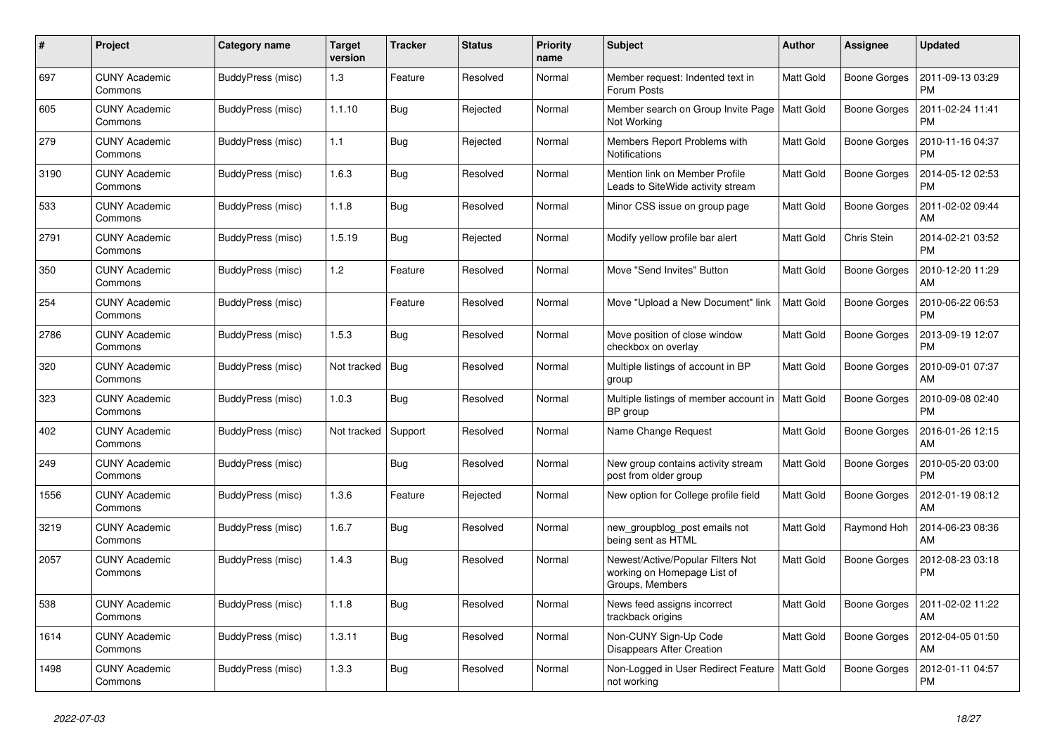| # | Project | Category name | Target version | Tracker | Status | Priority name | Subject | Author | Assignee | Updated |
|---|---|---|---|---|---|---|---|---|---|---|
| 697 | CUNY Academic Commons | BuddyPress (misc) | 1.3 | Feature | Resolved | Normal | Member request: Indented text in Forum Posts | Matt Gold | Boone Gorges | 2011-09-13 03:29 PM |
| 605 | CUNY Academic Commons | BuddyPress (misc) | 1.1.10 | Bug | Rejected | Normal | Member search on Group Invite Page Not Working | Matt Gold | Boone Gorges | 2011-02-24 11:41 PM |
| 279 | CUNY Academic Commons | BuddyPress (misc) | 1.1 | Bug | Rejected | Normal | Members Report Problems with Notifications | Matt Gold | Boone Gorges | 2010-11-16 04:37 PM |
| 3190 | CUNY Academic Commons | BuddyPress (misc) | 1.6.3 | Bug | Resolved | Normal | Mention link on Member Profile Leads to SiteWide activity stream | Matt Gold | Boone Gorges | 2014-05-12 02:53 PM |
| 533 | CUNY Academic Commons | BuddyPress (misc) | 1.1.8 | Bug | Resolved | Normal | Minor CSS issue on group page | Matt Gold | Boone Gorges | 2011-02-02 09:44 AM |
| 2791 | CUNY Academic Commons | BuddyPress (misc) | 1.5.19 | Bug | Rejected | Normal | Modify yellow profile bar alert | Matt Gold | Chris Stein | 2014-02-21 03:52 PM |
| 350 | CUNY Academic Commons | BuddyPress (misc) | 1.2 | Feature | Resolved | Normal | Move "Send Invites" Button | Matt Gold | Boone Gorges | 2010-12-20 11:29 AM |
| 254 | CUNY Academic Commons | BuddyPress (misc) | | Feature | Resolved | Normal | Move "Upload a New Document" link | Matt Gold | Boone Gorges | 2010-06-22 06:53 PM |
| 2786 | CUNY Academic Commons | BuddyPress (misc) | 1.5.3 | Bug | Resolved | Normal | Move position of close window checkbox on overlay | Matt Gold | Boone Gorges | 2013-09-19 12:07 PM |
| 320 | CUNY Academic Commons | BuddyPress (misc) | Not tracked | Bug | Resolved | Normal | Multiple listings of account in BP group | Matt Gold | Boone Gorges | 2010-09-01 07:37 AM |
| 323 | CUNY Academic Commons | BuddyPress (misc) | 1.0.3 | Bug | Resolved | Normal | Multiple listings of member account in BP group | Matt Gold | Boone Gorges | 2010-09-08 02:40 PM |
| 402 | CUNY Academic Commons | BuddyPress (misc) | Not tracked | Support | Resolved | Normal | Name Change Request | Matt Gold | Boone Gorges | 2016-01-26 12:15 AM |
| 249 | CUNY Academic Commons | BuddyPress (misc) | | Bug | Resolved | Normal | New group contains activity stream post from older group | Matt Gold | Boone Gorges | 2010-05-20 03:00 PM |
| 1556 | CUNY Academic Commons | BuddyPress (misc) | 1.3.6 | Feature | Rejected | Normal | New option for College profile field | Matt Gold | Boone Gorges | 2012-01-19 08:12 AM |
| 3219 | CUNY Academic Commons | BuddyPress (misc) | 1.6.7 | Bug | Resolved | Normal | new_groupblog_post emails not being sent as HTML | Matt Gold | Raymond Hoh | 2014-06-23 08:36 AM |
| 2057 | CUNY Academic Commons | BuddyPress (misc) | 1.4.3 | Bug | Resolved | Normal | Newest/Active/Popular Filters Not working on Homepage List of Groups, Members | Matt Gold | Boone Gorges | 2012-08-23 03:18 PM |
| 538 | CUNY Academic Commons | BuddyPress (misc) | 1.1.8 | Bug | Resolved | Normal | News feed assigns incorrect trackback origins | Matt Gold | Boone Gorges | 2011-02-02 11:22 AM |
| 1614 | CUNY Academic Commons | BuddyPress (misc) | 1.3.11 | Bug | Resolved | Normal | Non-CUNY Sign-Up Code Disappears After Creation | Matt Gold | Boone Gorges | 2012-04-05 01:50 AM |
| 1498 | CUNY Academic Commons | BuddyPress (misc) | 1.3.3 | Bug | Resolved | Normal | Non-Logged in User Redirect Feature not working | Matt Gold | Boone Gorges | 2012-01-11 04:57 PM |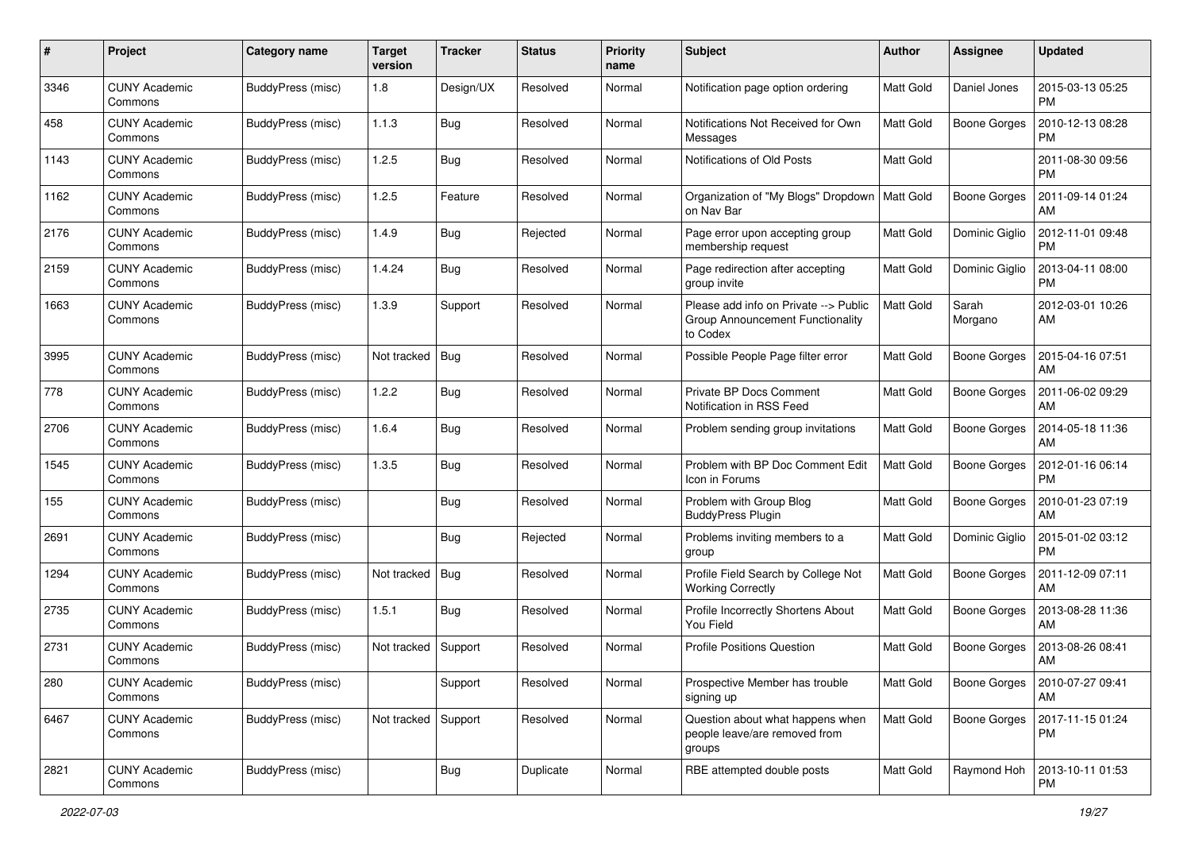| # | Project | Category name | Target version | Tracker | Status | Priority name | Subject | Author | Assignee | Updated |
|---|---|---|---|---|---|---|---|---|---|---|
| 3346 | CUNY Academic Commons | BuddyPress (misc) | 1.8 | Design/UX | Resolved | Normal | Notification page option ordering | Matt Gold | Daniel Jones | 2015-03-13 05:25 PM |
| 458 | CUNY Academic Commons | BuddyPress (misc) | 1.1.3 | Bug | Resolved | Normal | Notifications Not Received for Own Messages | Matt Gold | Boone Gorges | 2010-12-13 08:28 PM |
| 1143 | CUNY Academic Commons | BuddyPress (misc) | 1.2.5 | Bug | Resolved | Normal | Notifications of Old Posts | Matt Gold | | 2011-08-30 09:56 PM |
| 1162 | CUNY Academic Commons | BuddyPress (misc) | 1.2.5 | Feature | Resolved | Normal | Organization of "My Blogs" Dropdown on Nav Bar | Matt Gold | Boone Gorges | 2011-09-14 01:24 AM |
| 2176 | CUNY Academic Commons | BuddyPress (misc) | 1.4.9 | Bug | Rejected | Normal | Page error upon accepting group membership request | Matt Gold | Dominic Giglio | 2012-11-01 09:48 PM |
| 2159 | CUNY Academic Commons | BuddyPress (misc) | 1.4.24 | Bug | Resolved | Normal | Page redirection after accepting group invite | Matt Gold | Dominic Giglio | 2013-04-11 08:00 PM |
| 1663 | CUNY Academic Commons | BuddyPress (misc) | 1.3.9 | Support | Resolved | Normal | Please add info on Private --> Public Group Announcement Functionality to Codex | Matt Gold | Sarah Morgano | 2012-03-01 10:26 AM |
| 3995 | CUNY Academic Commons | BuddyPress (misc) | Not tracked | Bug | Resolved | Normal | Possible People Page filter error | Matt Gold | Boone Gorges | 2015-04-16 07:51 AM |
| 778 | CUNY Academic Commons | BuddyPress (misc) | 1.2.2 | Bug | Resolved | Normal | Private BP Docs Comment Notification in RSS Feed | Matt Gold | Boone Gorges | 2011-06-02 09:29 AM |
| 2706 | CUNY Academic Commons | BuddyPress (misc) | 1.6.4 | Bug | Resolved | Normal | Problem sending group invitations | Matt Gold | Boone Gorges | 2014-05-18 11:36 AM |
| 1545 | CUNY Academic Commons | BuddyPress (misc) | 1.3.5 | Bug | Resolved | Normal | Problem with BP Doc Comment Edit Icon in Forums | Matt Gold | Boone Gorges | 2012-01-16 06:14 PM |
| 155 | CUNY Academic Commons | BuddyPress (misc) | | Bug | Resolved | Normal | Problem with Group Blog BuddyPress Plugin | Matt Gold | Boone Gorges | 2010-01-23 07:19 AM |
| 2691 | CUNY Academic Commons | BuddyPress (misc) | | Bug | Rejected | Normal | Problems inviting members to a group | Matt Gold | Dominic Giglio | 2015-01-02 03:12 PM |
| 1294 | CUNY Academic Commons | BuddyPress (misc) | Not tracked | Bug | Resolved | Normal | Profile Field Search by College Not Working Correctly | Matt Gold | Boone Gorges | 2011-12-09 07:11 AM |
| 2735 | CUNY Academic Commons | BuddyPress (misc) | 1.5.1 | Bug | Resolved | Normal | Profile Incorrectly Shortens About You Field | Matt Gold | Boone Gorges | 2013-08-28 11:36 AM |
| 2731 | CUNY Academic Commons | BuddyPress (misc) | Not tracked | Support | Resolved | Normal | Profile Positions Question | Matt Gold | Boone Gorges | 2013-08-26 08:41 AM |
| 280 | CUNY Academic Commons | BuddyPress (misc) | | Support | Resolved | Normal | Prospective Member has trouble signing up | Matt Gold | Boone Gorges | 2010-07-27 09:41 AM |
| 6467 | CUNY Academic Commons | BuddyPress (misc) | Not tracked | Support | Resolved | Normal | Question about what happens when people leave/are removed from groups | Matt Gold | Boone Gorges | 2017-11-15 01:24 PM |
| 2821 | CUNY Academic Commons | BuddyPress (misc) | | Bug | Duplicate | Normal | RBE attempted double posts | Matt Gold | Raymond Hoh | 2013-10-11 01:53 PM |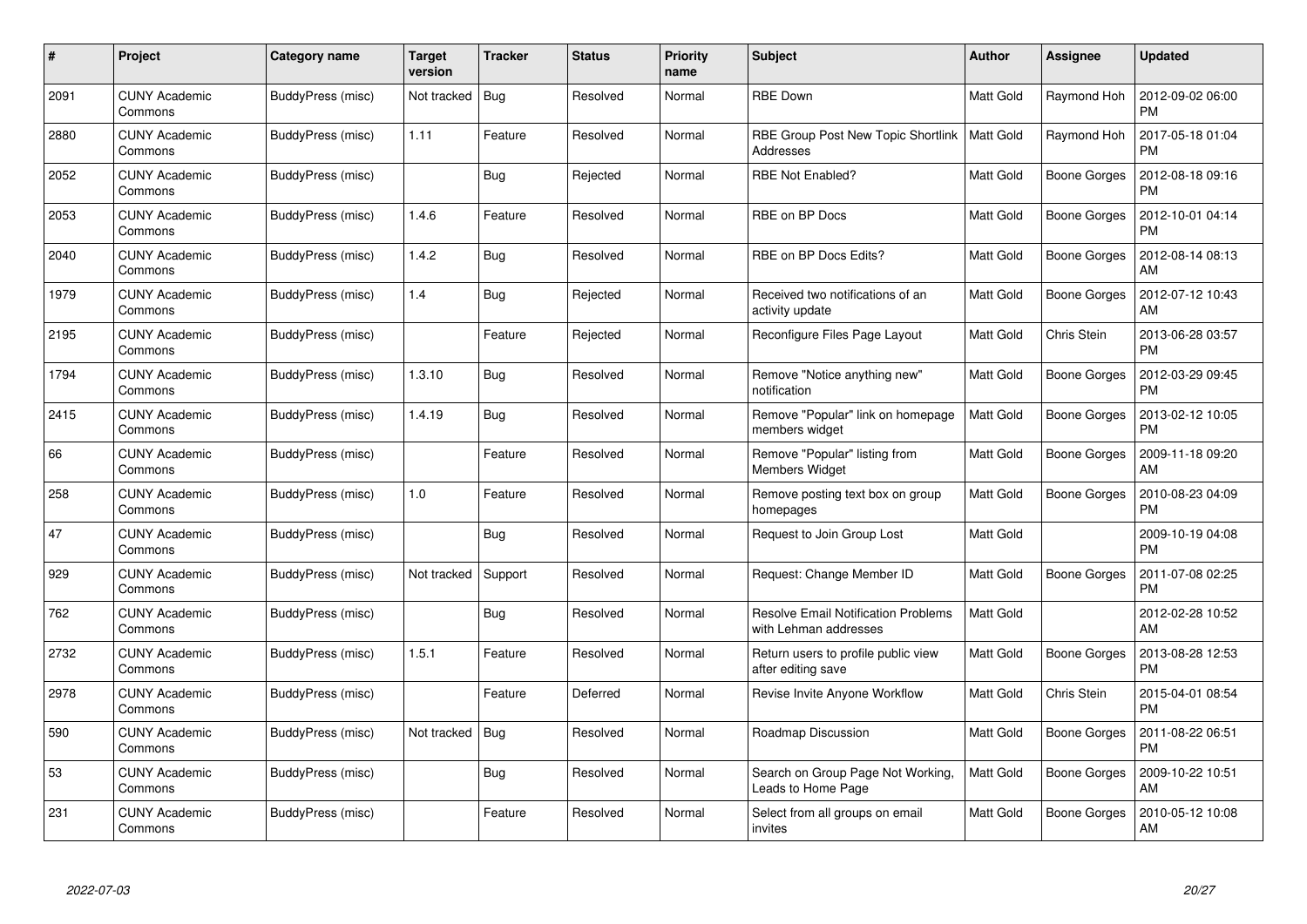| # | Project | Category name | Target version | Tracker | Status | Priority name | Subject | Author | Assignee | Updated |
|---|---|---|---|---|---|---|---|---|---|---|
| 2091 | CUNY Academic Commons | BuddyPress (misc) | Not tracked | Bug | Resolved | Normal | RBE Down | Matt Gold | Raymond Hoh | 2012-09-02 06:00 PM |
| 2880 | CUNY Academic Commons | BuddyPress (misc) | 1.11 | Feature | Resolved | Normal | RBE Group Post New Topic Shortlink Addresses | Matt Gold | Raymond Hoh | 2017-05-18 01:04 PM |
| 2052 | CUNY Academic Commons | BuddyPress (misc) | | Bug | Rejected | Normal | RBE Not Enabled? | Matt Gold | Boone Gorges | 2012-08-18 09:16 PM |
| 2053 | CUNY Academic Commons | BuddyPress (misc) | 1.4.6 | Feature | Resolved | Normal | RBE on BP Docs | Matt Gold | Boone Gorges | 2012-10-01 04:14 PM |
| 2040 | CUNY Academic Commons | BuddyPress (misc) | 1.4.2 | Bug | Resolved | Normal | RBE on BP Docs Edits? | Matt Gold | Boone Gorges | 2012-08-14 08:13 AM |
| 1979 | CUNY Academic Commons | BuddyPress (misc) | 1.4 | Bug | Rejected | Normal | Received two notifications of an activity update | Matt Gold | Boone Gorges | 2012-07-12 10:43 AM |
| 2195 | CUNY Academic Commons | BuddyPress (misc) | | Feature | Rejected | Normal | Reconfigure Files Page Layout | Matt Gold | Chris Stein | 2013-06-28 03:57 PM |
| 1794 | CUNY Academic Commons | BuddyPress (misc) | 1.3.10 | Bug | Resolved | Normal | Remove "Notice anything new" notification | Matt Gold | Boone Gorges | 2012-03-29 09:45 PM |
| 2415 | CUNY Academic Commons | BuddyPress (misc) | 1.4.19 | Bug | Resolved | Normal | Remove "Popular" link on homepage members widget | Matt Gold | Boone Gorges | 2013-02-12 10:05 PM |
| 66 | CUNY Academic Commons | BuddyPress (misc) | | Feature | Resolved | Normal | Remove "Popular" listing from Members Widget | Matt Gold | Boone Gorges | 2009-11-18 09:20 AM |
| 258 | CUNY Academic Commons | BuddyPress (misc) | 1.0 | Feature | Resolved | Normal | Remove posting text box on group homepages | Matt Gold | Boone Gorges | 2010-08-23 04:09 PM |
| 47 | CUNY Academic Commons | BuddyPress (misc) | | Bug | Resolved | Normal | Request to Join Group Lost | Matt Gold | | 2009-10-19 04:08 PM |
| 929 | CUNY Academic Commons | BuddyPress (misc) | Not tracked | Support | Resolved | Normal | Request: Change Member ID | Matt Gold | Boone Gorges | 2011-07-08 02:25 PM |
| 762 | CUNY Academic Commons | BuddyPress (misc) | | Bug | Resolved | Normal | Resolve Email Notification Problems with Lehman addresses | Matt Gold | | 2012-02-28 10:52 AM |
| 2732 | CUNY Academic Commons | BuddyPress (misc) | 1.5.1 | Feature | Resolved | Normal | Return users to profile public view after editing save | Matt Gold | Boone Gorges | 2013-08-28 12:53 PM |
| 2978 | CUNY Academic Commons | BuddyPress (misc) | | Feature | Deferred | Normal | Revise Invite Anyone Workflow | Matt Gold | Chris Stein | 2015-04-01 08:54 PM |
| 590 | CUNY Academic Commons | BuddyPress (misc) | Not tracked | Bug | Resolved | Normal | Roadmap Discussion | Matt Gold | Boone Gorges | 2011-08-22 06:51 PM |
| 53 | CUNY Academic Commons | BuddyPress (misc) | | Bug | Resolved | Normal | Search on Group Page Not Working, Leads to Home Page | Matt Gold | Boone Gorges | 2009-10-22 10:51 AM |
| 231 | CUNY Academic Commons | BuddyPress (misc) | | Feature | Resolved | Normal | Select from all groups on email invites | Matt Gold | Boone Gorges | 2010-05-12 10:08 AM |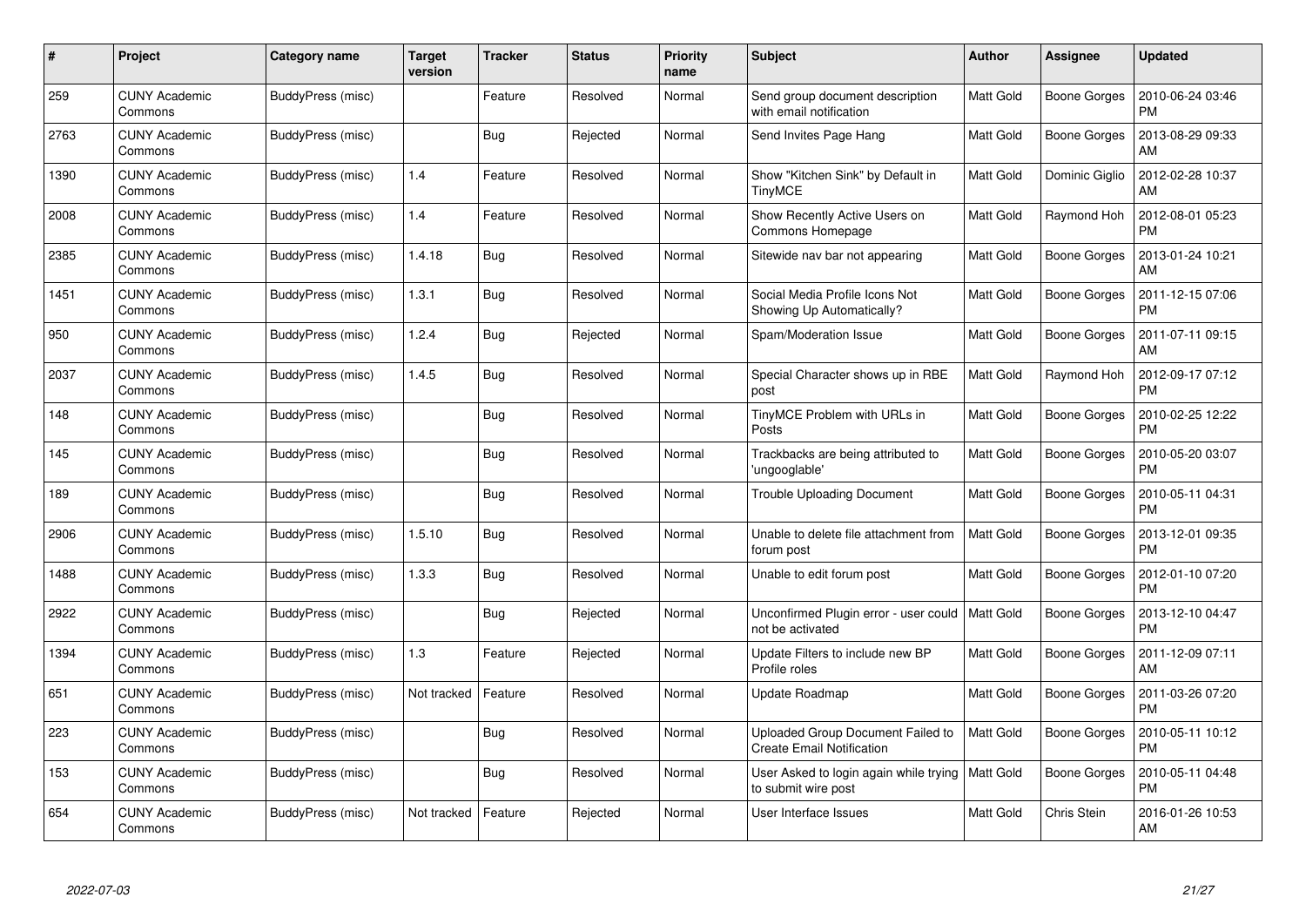| # | Project | Category name | Target version | Tracker | Status | Priority name | Subject | Author | Assignee | Updated |
|---|---|---|---|---|---|---|---|---|---|---|
| 259 | CUNY Academic Commons | BuddyPress (misc) | | Feature | Resolved | Normal | Send group document description with email notification | Matt Gold | Boone Gorges | 2010-06-24 03:46 PM |
| 2763 | CUNY Academic Commons | BuddyPress (misc) | | Bug | Rejected | Normal | Send Invites Page Hang | Matt Gold | Boone Gorges | 2013-08-29 09:33 AM |
| 1390 | CUNY Academic Commons | BuddyPress (misc) | 1.4 | Feature | Resolved | Normal | Show "Kitchen Sink" by Default in TinyMCE | Matt Gold | Dominic Giglio | 2012-02-28 10:37 AM |
| 2008 | CUNY Academic Commons | BuddyPress (misc) | 1.4 | Feature | Resolved | Normal | Show Recently Active Users on Commons Homepage | Matt Gold | Raymond Hoh | 2012-08-01 05:23 PM |
| 2385 | CUNY Academic Commons | BuddyPress (misc) | 1.4.18 | Bug | Resolved | Normal | Sitewide nav bar not appearing | Matt Gold | Boone Gorges | 2013-01-24 10:21 AM |
| 1451 | CUNY Academic Commons | BuddyPress (misc) | 1.3.1 | Bug | Resolved | Normal | Social Media Profile Icons Not Showing Up Automatically? | Matt Gold | Boone Gorges | 2011-12-15 07:06 PM |
| 950 | CUNY Academic Commons | BuddyPress (misc) | 1.2.4 | Bug | Rejected | Normal | Spam/Moderation Issue | Matt Gold | Boone Gorges | 2011-07-11 09:15 AM |
| 2037 | CUNY Academic Commons | BuddyPress (misc) | 1.4.5 | Bug | Resolved | Normal | Special Character shows up in RBE post | Matt Gold | Raymond Hoh | 2012-09-17 07:12 PM |
| 148 | CUNY Academic Commons | BuddyPress (misc) | | Bug | Resolved | Normal | TinyMCE Problem with URLs in Posts | Matt Gold | Boone Gorges | 2010-02-25 12:22 PM |
| 145 | CUNY Academic Commons | BuddyPress (misc) | | Bug | Resolved | Normal | Trackbacks are being attributed to 'ungooglable' | Matt Gold | Boone Gorges | 2010-05-20 03:07 PM |
| 189 | CUNY Academic Commons | BuddyPress (misc) | | Bug | Resolved | Normal | Trouble Uploading Document | Matt Gold | Boone Gorges | 2010-05-11 04:31 PM |
| 2906 | CUNY Academic Commons | BuddyPress (misc) | 1.5.10 | Bug | Resolved | Normal | Unable to delete file attachment from forum post | Matt Gold | Boone Gorges | 2013-12-01 09:35 PM |
| 1488 | CUNY Academic Commons | BuddyPress (misc) | 1.3.3 | Bug | Resolved | Normal | Unable to edit forum post | Matt Gold | Boone Gorges | 2012-01-10 07:20 PM |
| 2922 | CUNY Academic Commons | BuddyPress (misc) | | Bug | Rejected | Normal | Unconfirmed Plugin error - user could not be activated | Matt Gold | Boone Gorges | 2013-12-10 04:47 PM |
| 1394 | CUNY Academic Commons | BuddyPress (misc) | 1.3 | Feature | Rejected | Normal | Update Filters to include new BP Profile roles | Matt Gold | Boone Gorges | 2011-12-09 07:11 AM |
| 651 | CUNY Academic Commons | BuddyPress (misc) | Not tracked | Feature | Resolved | Normal | Update Roadmap | Matt Gold | Boone Gorges | 2011-03-26 07:20 PM |
| 223 | CUNY Academic Commons | BuddyPress (misc) | | Bug | Resolved | Normal | Uploaded Group Document Failed to Create Email Notification | Matt Gold | Boone Gorges | 2010-05-11 10:12 PM |
| 153 | CUNY Academic Commons | BuddyPress (misc) | | Bug | Resolved | Normal | User Asked to login again while trying to submit wire post | Matt Gold | Boone Gorges | 2010-05-11 04:48 PM |
| 654 | CUNY Academic Commons | BuddyPress (misc) | Not tracked | Feature | Rejected | Normal | User Interface Issues | Matt Gold | Chris Stein | 2016-01-26 10:53 AM |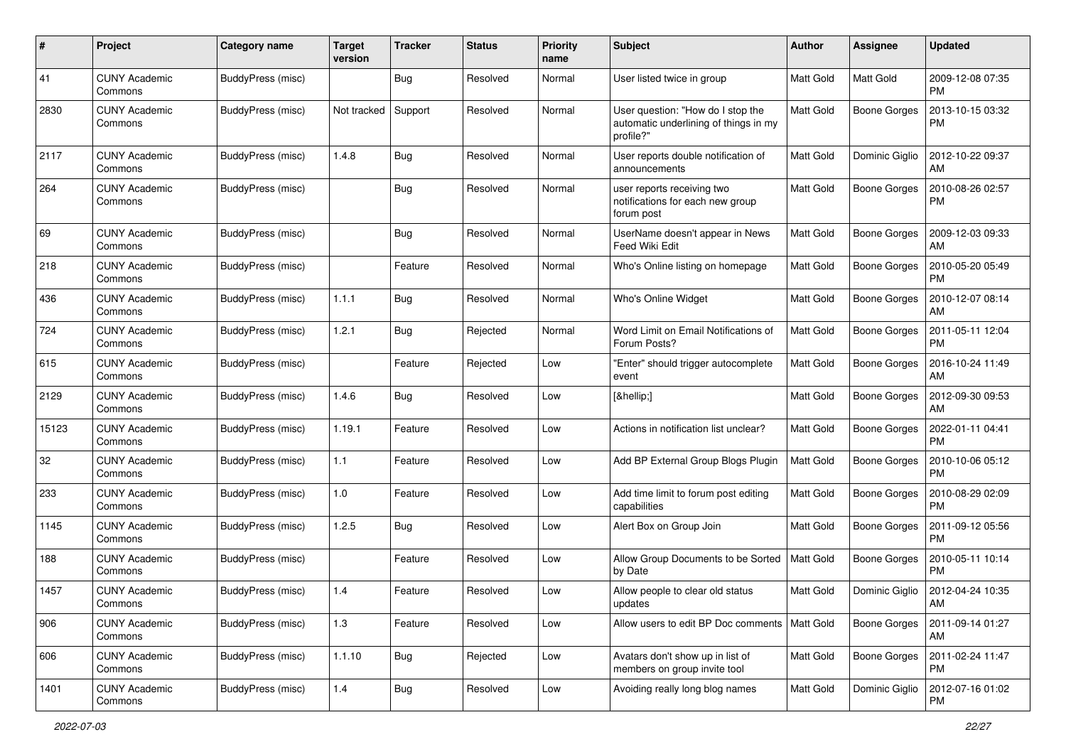| # | Project | Category name | Target version | Tracker | Status | Priority name | Subject | Author | Assignee | Updated |
|---|---|---|---|---|---|---|---|---|---|---|
| 41 | CUNY Academic Commons | BuddyPress (misc) | | Bug | Resolved | Normal | User listed twice in group | Matt Gold | Matt Gold | 2009-12-08 07:35 PM |
| 2830 | CUNY Academic Commons | BuddyPress (misc) | Not tracked | Support | Resolved | Normal | User question: "How do I stop the automatic underlining of things in my profile?" | Matt Gold | Boone Gorges | 2013-10-15 03:32 PM |
| 2117 | CUNY Academic Commons | BuddyPress (misc) | 1.4.8 | Bug | Resolved | Normal | User reports double notification of announcements | Matt Gold | Dominic Giglio | 2012-10-22 09:37 AM |
| 264 | CUNY Academic Commons | BuddyPress (misc) | | Bug | Resolved | Normal | user reports receiving two notifications for each new group forum post | Matt Gold | Boone Gorges | 2010-08-26 02:57 PM |
| 69 | CUNY Academic Commons | BuddyPress (misc) | | Bug | Resolved | Normal | UserName doesn't appear in News Feed Wiki Edit | Matt Gold | Boone Gorges | 2009-12-03 09:33 AM |
| 218 | CUNY Academic Commons | BuddyPress (misc) | | Feature | Resolved | Normal | Who's Online listing on homepage | Matt Gold | Boone Gorges | 2010-05-20 05:49 PM |
| 436 | CUNY Academic Commons | BuddyPress (misc) | 1.1.1 | Bug | Resolved | Normal | Who's Online Widget | Matt Gold | Boone Gorges | 2010-12-07 08:14 AM |
| 724 | CUNY Academic Commons | BuddyPress (misc) | 1.2.1 | Bug | Rejected | Normal | Word Limit on Email Notifications of Forum Posts? | Matt Gold | Boone Gorges | 2011-05-11 12:04 PM |
| 615 | CUNY Academic Commons | BuddyPress (misc) | | Feature | Rejected | Low | "Enter" should trigger autocomplete event | Matt Gold | Boone Gorges | 2016-10-24 11:49 AM |
| 2129 | CUNY Academic Commons | BuddyPress (misc) | 1.4.6 | Bug | Resolved | Low | [&hellip;] | Matt Gold | Boone Gorges | 2012-09-30 09:53 AM |
| 15123 | CUNY Academic Commons | BuddyPress (misc) | 1.19.1 | Feature | Resolved | Low | Actions in notification list unclear? | Matt Gold | Boone Gorges | 2022-01-11 04:41 PM |
| 32 | CUNY Academic Commons | BuddyPress (misc) | 1.1 | Feature | Resolved | Low | Add BP External Group Blogs Plugin | Matt Gold | Boone Gorges | 2010-10-06 05:12 PM |
| 233 | CUNY Academic Commons | BuddyPress (misc) | 1.0 | Feature | Resolved | Low | Add time limit to forum post editing capabilities | Matt Gold | Boone Gorges | 2010-08-29 02:09 PM |
| 1145 | CUNY Academic Commons | BuddyPress (misc) | 1.2.5 | Bug | Resolved | Low | Alert Box on Group Join | Matt Gold | Boone Gorges | 2011-09-12 05:56 PM |
| 188 | CUNY Academic Commons | BuddyPress (misc) | | Feature | Resolved | Low | Allow Group Documents to be Sorted by Date | Matt Gold | Boone Gorges | 2010-05-11 10:14 PM |
| 1457 | CUNY Academic Commons | BuddyPress (misc) | 1.4 | Feature | Resolved | Low | Allow people to clear old status updates | Matt Gold | Dominic Giglio | 2012-04-24 10:35 AM |
| 906 | CUNY Academic Commons | BuddyPress (misc) | 1.3 | Feature | Resolved | Low | Allow users to edit BP Doc comments | Matt Gold | Boone Gorges | 2011-09-14 01:27 AM |
| 606 | CUNY Academic Commons | BuddyPress (misc) | 1.1.10 | Bug | Rejected | Low | Avatars don't show up in list of members on group invite tool | Matt Gold | Boone Gorges | 2011-02-24 11:47 PM |
| 1401 | CUNY Academic Commons | BuddyPress (misc) | 1.4 | Bug | Resolved | Low | Avoiding really long blog names | Matt Gold | Dominic Giglio | 2012-07-16 01:02 PM |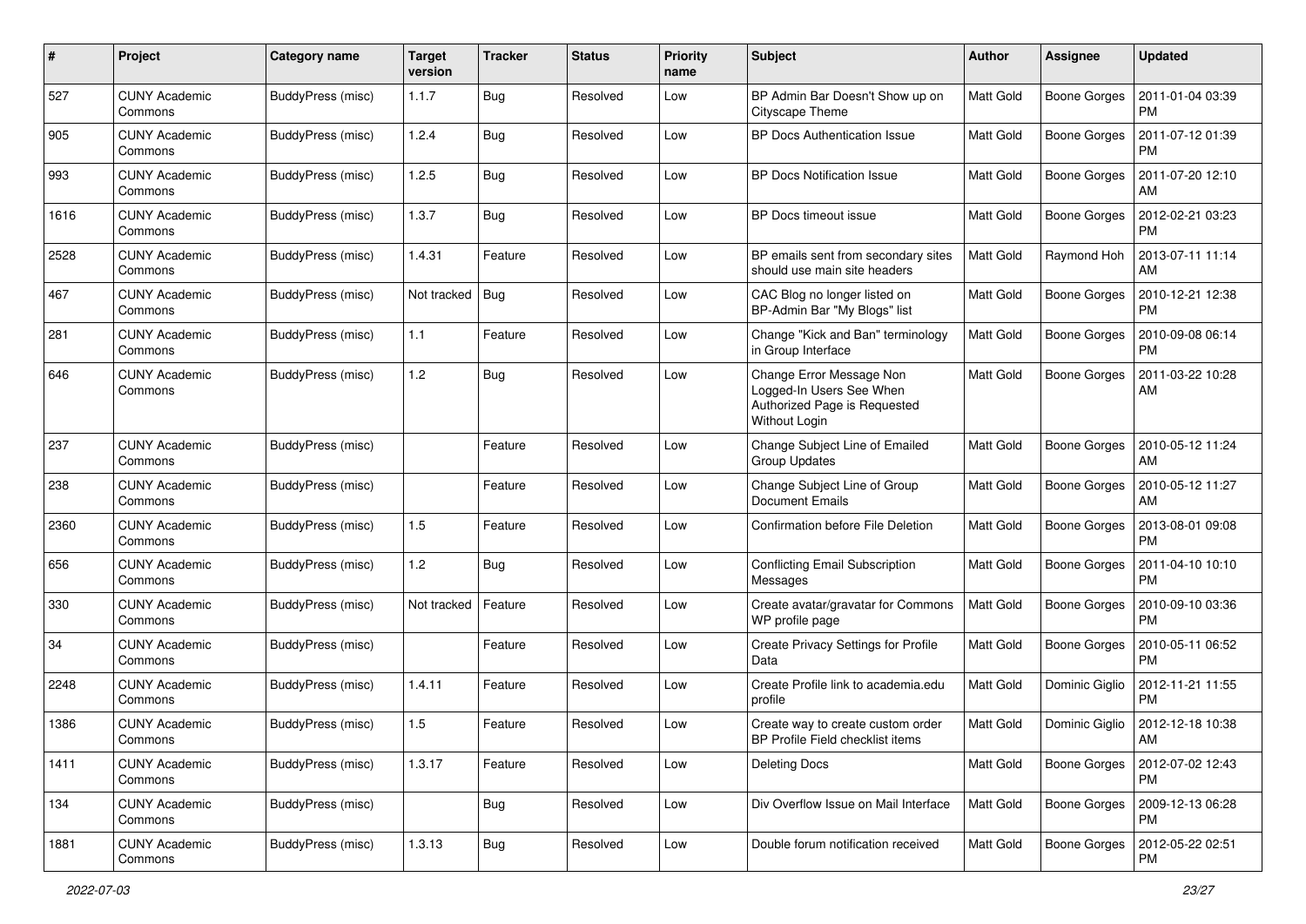| # | Project | Category name | Target version | Tracker | Status | Priority name | Subject | Author | Assignee | Updated |
|---|---|---|---|---|---|---|---|---|---|---|
| 527 | CUNY Academic Commons | BuddyPress (misc) | 1.1.7 | Bug | Resolved | Low | BP Admin Bar Doesn't Show up on Cityscape Theme | Matt Gold | Boone Gorges | 2011-01-04 03:39 PM |
| 905 | CUNY Academic Commons | BuddyPress (misc) | 1.2.4 | Bug | Resolved | Low | BP Docs Authentication Issue | Matt Gold | Boone Gorges | 2011-07-12 01:39 PM |
| 993 | CUNY Academic Commons | BuddyPress (misc) | 1.2.5 | Bug | Resolved | Low | BP Docs Notification Issue | Matt Gold | Boone Gorges | 2011-07-20 12:10 AM |
| 1616 | CUNY Academic Commons | BuddyPress (misc) | 1.3.7 | Bug | Resolved | Low | BP Docs timeout issue | Matt Gold | Boone Gorges | 2012-02-21 03:23 PM |
| 2528 | CUNY Academic Commons | BuddyPress (misc) | 1.4.31 | Feature | Resolved | Low | BP emails sent from secondary sites should use main site headers | Matt Gold | Raymond Hoh | 2013-07-11 11:14 AM |
| 467 | CUNY Academic Commons | BuddyPress (misc) | Not tracked | Bug | Resolved | Low | CAC Blog no longer listed on BP-Admin Bar "My Blogs" list | Matt Gold | Boone Gorges | 2010-12-21 12:38 PM |
| 281 | CUNY Academic Commons | BuddyPress (misc) | 1.1 | Feature | Resolved | Low | Change "Kick and Ban" terminology in Group Interface | Matt Gold | Boone Gorges | 2010-09-08 06:14 PM |
| 646 | CUNY Academic Commons | BuddyPress (misc) | 1.2 | Bug | Resolved | Low | Change Error Message Non Logged-In Users See When Authorized Page is Requested Without Login | Matt Gold | Boone Gorges | 2011-03-22 10:28 AM |
| 237 | CUNY Academic Commons | BuddyPress (misc) | | Feature | Resolved | Low | Change Subject Line of Emailed Group Updates | Matt Gold | Boone Gorges | 2010-05-12 11:24 AM |
| 238 | CUNY Academic Commons | BuddyPress (misc) | | Feature | Resolved | Low | Change Subject Line of Group Document Emails | Matt Gold | Boone Gorges | 2010-05-12 11:27 AM |
| 2360 | CUNY Academic Commons | BuddyPress (misc) | 1.5 | Feature | Resolved | Low | Confirmation before File Deletion | Matt Gold | Boone Gorges | 2013-08-01 09:08 PM |
| 656 | CUNY Academic Commons | BuddyPress (misc) | 1.2 | Bug | Resolved | Low | Conflicting Email Subscription Messages | Matt Gold | Boone Gorges | 2011-04-10 10:10 PM |
| 330 | CUNY Academic Commons | BuddyPress (misc) | Not tracked | Feature | Resolved | Low | Create avatar/gravatar for Commons WP profile page | Matt Gold | Boone Gorges | 2010-09-10 03:36 PM |
| 34 | CUNY Academic Commons | BuddyPress (misc) | | Feature | Resolved | Low | Create Privacy Settings for Profile Data | Matt Gold | Boone Gorges | 2010-05-11 06:52 PM |
| 2248 | CUNY Academic Commons | BuddyPress (misc) | 1.4.11 | Feature | Resolved | Low | Create Profile link to academia.edu profile | Matt Gold | Dominic Giglio | 2012-11-21 11:55 PM |
| 1386 | CUNY Academic Commons | BuddyPress (misc) | 1.5 | Feature | Resolved | Low | Create way to create custom order BP Profile Field checklist items | Matt Gold | Dominic Giglio | 2012-12-18 10:38 AM |
| 1411 | CUNY Academic Commons | BuddyPress (misc) | 1.3.17 | Feature | Resolved | Low | Deleting Docs | Matt Gold | Boone Gorges | 2012-07-02 12:43 PM |
| 134 | CUNY Academic Commons | BuddyPress (misc) | | Bug | Resolved | Low | Div Overflow Issue on Mail Interface | Matt Gold | Boone Gorges | 2009-12-13 06:28 PM |
| 1881 | CUNY Academic Commons | BuddyPress (misc) | 1.3.13 | Bug | Resolved | Low | Double forum notification received | Matt Gold | Boone Gorges | 2012-05-22 02:51 PM |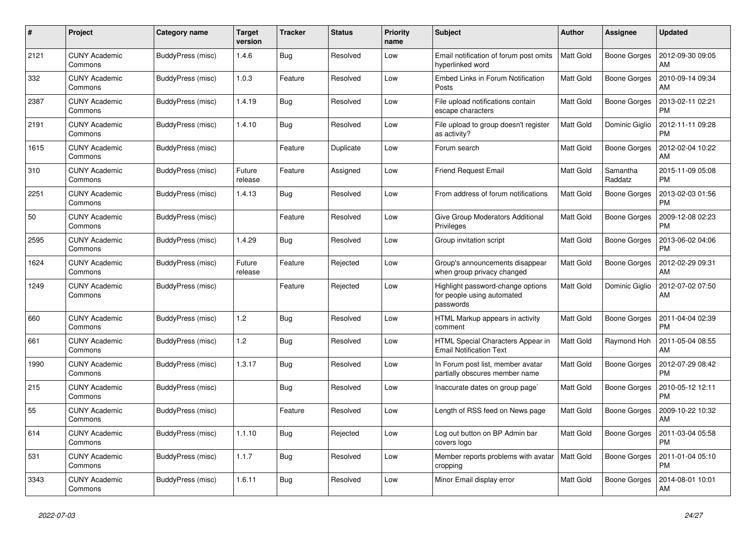| # | Project | Category name | Target version | Tracker | Status | Priority name | Subject | Author | Assignee | Updated |
|---|---|---|---|---|---|---|---|---|---|---|
| 2121 | CUNY Academic Commons | BuddyPress (misc) | 1.4.6 | Bug | Resolved | Low | Email notification of forum post omits hyperlinked word | Matt Gold | Boone Gorges | 2012-09-30 09:05 AM |
| 332 | CUNY Academic Commons | BuddyPress (misc) | 1.0.3 | Feature | Resolved | Low | Embed Links in Forum Notification Posts | Matt Gold | Boone Gorges | 2010-09-14 09:34 AM |
| 2387 | CUNY Academic Commons | BuddyPress (misc) | 1.4.19 | Bug | Resolved | Low | File upload notifications contain escape characters | Matt Gold | Boone Gorges | 2013-02-11 02:21 PM |
| 2191 | CUNY Academic Commons | BuddyPress (misc) | 1.4.10 | Bug | Resolved | Low | File upload to group doesn't register as activity? | Matt Gold | Dominic Giglio | 2012-11-11 09:28 PM |
| 1615 | CUNY Academic Commons | BuddyPress (misc) | | Feature | Duplicate | Low | Forum search | Matt Gold | Boone Gorges | 2012-02-04 10:22 AM |
| 310 | CUNY Academic Commons | BuddyPress (misc) | Future release | Feature | Assigned | Low | Friend Request Email | Matt Gold | Samantha Raddatz | 2015-11-09 05:08 PM |
| 2251 | CUNY Academic Commons | BuddyPress (misc) | 1.4.13 | Bug | Resolved | Low | From address of forum notifications | Matt Gold | Boone Gorges | 2013-02-03 01:56 PM |
| 50 | CUNY Academic Commons | BuddyPress (misc) | | Feature | Resolved | Low | Give Group Moderators Additional Privileges | Matt Gold | Boone Gorges | 2009-12-08 02:23 PM |
| 2595 | CUNY Academic Commons | BuddyPress (misc) | 1.4.29 | Bug | Resolved | Low | Group invitation script | Matt Gold | Boone Gorges | 2013-06-02 04:06 PM |
| 1624 | CUNY Academic Commons | BuddyPress (misc) | Future release | Feature | Rejected | Low | Group's announcements disappear when group privacy changed | Matt Gold | Boone Gorges | 2012-02-29 09:31 AM |
| 1249 | CUNY Academic Commons | BuddyPress (misc) | | Feature | Rejected | Low | Highlight password-change options for people using automated passwords | Matt Gold | Dominic Giglio | 2012-07-02 07:50 AM |
| 660 | CUNY Academic Commons | BuddyPress (misc) | 1.2 | Bug | Resolved | Low | HTML Markup appears in activity comment | Matt Gold | Boone Gorges | 2011-04-04 02:39 PM |
| 661 | CUNY Academic Commons | BuddyPress (misc) | 1.2 | Bug | Resolved | Low | HTML Special Characters Appear in Email Notification Text | Matt Gold | Raymond Hoh | 2011-05-04 08:55 AM |
| 1990 | CUNY Academic Commons | BuddyPress (misc) | 1.3.17 | Bug | Resolved | Low | In Forum post list, member avatar partially obscures member name | Matt Gold | Boone Gorges | 2012-07-29 08:42 PM |
| 215 | CUNY Academic Commons | BuddyPress (misc) | | Bug | Resolved | Low | Inaccurate dates on group page` | Matt Gold | Boone Gorges | 2010-05-12 12:11 PM |
| 55 | CUNY Academic Commons | BuddyPress (misc) | | Feature | Resolved | Low | Length of RSS feed on News page | Matt Gold | Boone Gorges | 2009-10-22 10:32 AM |
| 614 | CUNY Academic Commons | BuddyPress (misc) | 1.1.10 | Bug | Rejected | Low | Log out button on BP Admin bar covers logo | Matt Gold | Boone Gorges | 2011-03-04 05:58 PM |
| 531 | CUNY Academic Commons | BuddyPress (misc) | 1.1.7 | Bug | Resolved | Low | Member reports problems with avatar cropping | Matt Gold | Boone Gorges | 2011-01-04 05:10 PM |
| 3343 | CUNY Academic Commons | BuddyPress (misc) | 1.6.11 | Bug | Resolved | Low | Minor Email display error | Matt Gold | Boone Gorges | 2014-08-01 10:01 AM |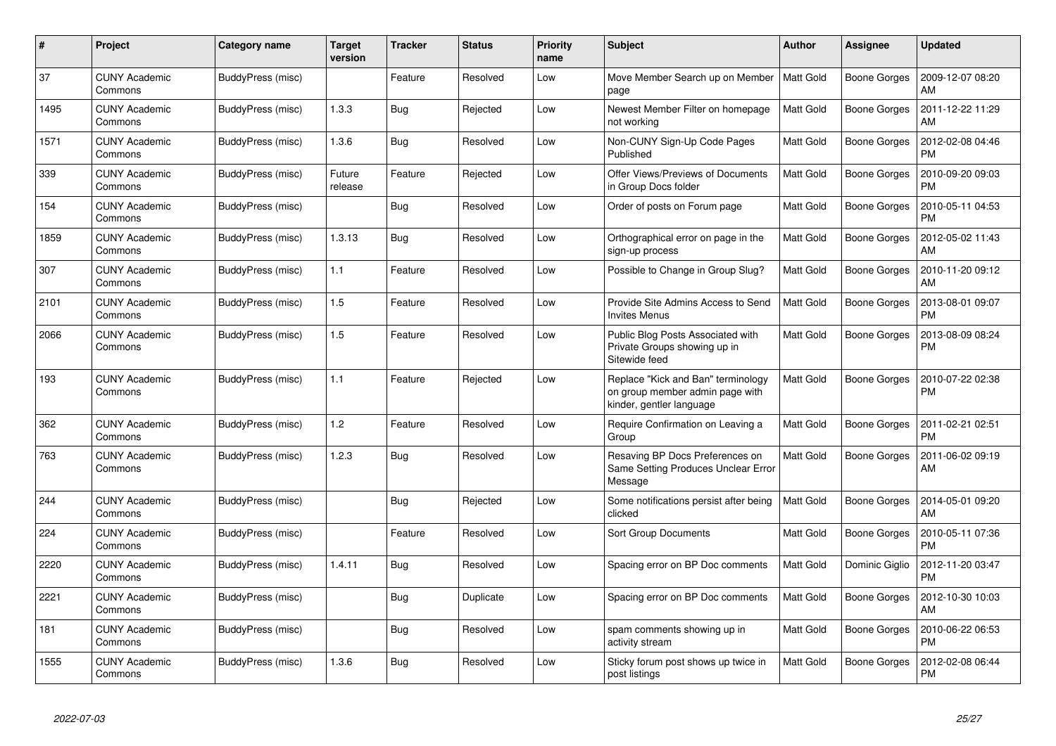| # | Project | Category name | Target version | Tracker | Status | Priority name | Subject | Author | Assignee | Updated |
|---|---|---|---|---|---|---|---|---|---|---|
| 37 | CUNY Academic Commons | BuddyPress (misc) | | Feature | Resolved | Low | Move Member Search up on Member page | Matt Gold | Boone Gorges | 2009-12-07 08:20 AM |
| 1495 | CUNY Academic Commons | BuddyPress (misc) | 1.3.3 | Bug | Rejected | Low | Newest Member Filter on homepage not working | Matt Gold | Boone Gorges | 2011-12-22 11:29 AM |
| 1571 | CUNY Academic Commons | BuddyPress (misc) | 1.3.6 | Bug | Resolved | Low | Non-CUNY Sign-Up Code Pages Published | Matt Gold | Boone Gorges | 2012-02-08 04:46 PM |
| 339 | CUNY Academic Commons | BuddyPress (misc) | Future release | Feature | Rejected | Low | Offer Views/Previews of Documents in Group Docs folder | Matt Gold | Boone Gorges | 2010-09-20 09:03 PM |
| 154 | CUNY Academic Commons | BuddyPress (misc) | | Bug | Resolved | Low | Order of posts on Forum page | Matt Gold | Boone Gorges | 2010-05-11 04:53 PM |
| 1859 | CUNY Academic Commons | BuddyPress (misc) | 1.3.13 | Bug | Resolved | Low | Orthographical error on page in the sign-up process | Matt Gold | Boone Gorges | 2012-05-02 11:43 AM |
| 307 | CUNY Academic Commons | BuddyPress (misc) | 1.1 | Feature | Resolved | Low | Possible to Change in Group Slug? | Matt Gold | Boone Gorges | 2010-11-20 09:12 AM |
| 2101 | CUNY Academic Commons | BuddyPress (misc) | 1.5 | Feature | Resolved | Low | Provide Site Admins Access to Send Invites Menus | Matt Gold | Boone Gorges | 2013-08-01 09:07 PM |
| 2066 | CUNY Academic Commons | BuddyPress (misc) | 1.5 | Feature | Resolved | Low | Public Blog Posts Associated with Private Groups showing up in Sitewide feed | Matt Gold | Boone Gorges | 2013-08-09 08:24 PM |
| 193 | CUNY Academic Commons | BuddyPress (misc) | 1.1 | Feature | Rejected | Low | Replace "Kick and Ban" terminology on group member admin page with kinder, gentler language | Matt Gold | Boone Gorges | 2010-07-22 02:38 PM |
| 362 | CUNY Academic Commons | BuddyPress (misc) | 1.2 | Feature | Resolved | Low | Require Confirmation on Leaving a Group | Matt Gold | Boone Gorges | 2011-02-21 02:51 PM |
| 763 | CUNY Academic Commons | BuddyPress (misc) | 1.2.3 | Bug | Resolved | Low | Resaving BP Docs Preferences on Same Setting Produces Unclear Error Message | Matt Gold | Boone Gorges | 2011-06-02 09:19 AM |
| 244 | CUNY Academic Commons | BuddyPress (misc) | | Bug | Rejected | Low | Some notifications persist after being clicked | Matt Gold | Boone Gorges | 2014-05-01 09:20 AM |
| 224 | CUNY Academic Commons | BuddyPress (misc) | | Feature | Resolved | Low | Sort Group Documents | Matt Gold | Boone Gorges | 2010-05-11 07:36 PM |
| 2220 | CUNY Academic Commons | BuddyPress (misc) | 1.4.11 | Bug | Resolved | Low | Spacing error on BP Doc comments | Matt Gold | Dominic Giglio | 2012-11-20 03:47 PM |
| 2221 | CUNY Academic Commons | BuddyPress (misc) | | Bug | Duplicate | Low | Spacing error on BP Doc comments | Matt Gold | Boone Gorges | 2012-10-30 10:03 AM |
| 181 | CUNY Academic Commons | BuddyPress (misc) | | Bug | Resolved | Low | spam comments showing up in activity stream | Matt Gold | Boone Gorges | 2010-06-22 06:53 PM |
| 1555 | CUNY Academic Commons | BuddyPress (misc) | 1.3.6 | Bug | Resolved | Low | Sticky forum post shows up twice in post listings | Matt Gold | Boone Gorges | 2012-02-08 06:44 PM |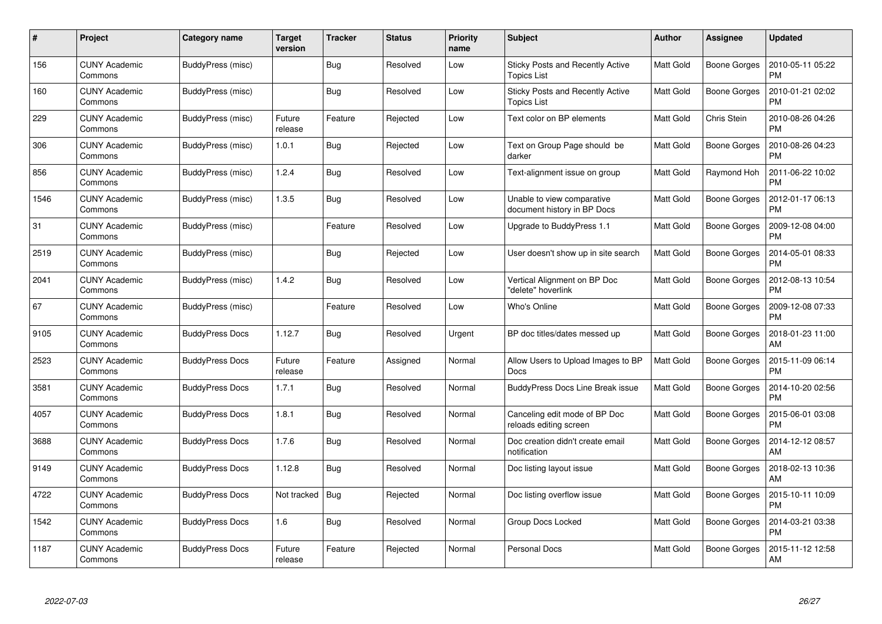| # | Project | Category name | Target version | Tracker | Status | Priority name | Subject | Author | Assignee | Updated |
|---|---|---|---|---|---|---|---|---|---|---|
| 156 | CUNY Academic Commons | BuddyPress (misc) | | Bug | Resolved | Low | Sticky Posts and Recently Active Topics List | Matt Gold | Boone Gorges | 2010-05-11 05:22 PM |
| 160 | CUNY Academic Commons | BuddyPress (misc) | | Bug | Resolved | Low | Sticky Posts and Recently Active Topics List | Matt Gold | Boone Gorges | 2010-01-21 02:02 PM |
| 229 | CUNY Academic Commons | BuddyPress (misc) | Future release | Feature | Rejected | Low | Text color on BP elements | Matt Gold | Chris Stein | 2010-08-26 04:26 PM |
| 306 | CUNY Academic Commons | BuddyPress (misc) | 1.0.1 | Bug | Rejected | Low | Text on Group Page should be darker | Matt Gold | Boone Gorges | 2010-08-26 04:23 PM |
| 856 | CUNY Academic Commons | BuddyPress (misc) | 1.2.4 | Bug | Resolved | Low | Text-alignment issue on group | Matt Gold | Raymond Hoh | 2011-06-22 10:02 PM |
| 1546 | CUNY Academic Commons | BuddyPress (misc) | 1.3.5 | Bug | Resolved | Low | Unable to view comparative document history in BP Docs | Matt Gold | Boone Gorges | 2012-01-17 06:13 PM |
| 31 | CUNY Academic Commons | BuddyPress (misc) | | Feature | Resolved | Low | Upgrade to BuddyPress 1.1 | Matt Gold | Boone Gorges | 2009-12-08 04:00 PM |
| 2519 | CUNY Academic Commons | BuddyPress (misc) | | Bug | Rejected | Low | User doesn't show up in site search | Matt Gold | Boone Gorges | 2014-05-01 08:33 PM |
| 2041 | CUNY Academic Commons | BuddyPress (misc) | 1.4.2 | Bug | Resolved | Low | Vertical Alignment on BP Doc "delete" hoverlink | Matt Gold | Boone Gorges | 2012-08-13 10:54 PM |
| 67 | CUNY Academic Commons | BuddyPress (misc) | | Feature | Resolved | Low | Who's Online | Matt Gold | Boone Gorges | 2009-12-08 07:33 PM |
| 9105 | CUNY Academic Commons | BuddyPress Docs | 1.12.7 | Bug | Resolved | Urgent | BP doc titles/dates messed up | Matt Gold | Boone Gorges | 2018-01-23 11:00 AM |
| 2523 | CUNY Academic Commons | BuddyPress Docs | Future release | Feature | Assigned | Normal | Allow Users to Upload Images to BP Docs | Matt Gold | Boone Gorges | 2015-11-09 06:14 PM |
| 3581 | CUNY Academic Commons | BuddyPress Docs | 1.7.1 | Bug | Resolved | Normal | BuddyPress Docs Line Break issue | Matt Gold | Boone Gorges | 2014-10-20 02:56 PM |
| 4057 | CUNY Academic Commons | BuddyPress Docs | 1.8.1 | Bug | Resolved | Normal | Canceling edit mode of BP Doc reloads editing screen | Matt Gold | Boone Gorges | 2015-06-01 03:08 PM |
| 3688 | CUNY Academic Commons | BuddyPress Docs | 1.7.6 | Bug | Resolved | Normal | Doc creation didn't create email notification | Matt Gold | Boone Gorges | 2014-12-12 08:57 AM |
| 9149 | CUNY Academic Commons | BuddyPress Docs | 1.12.8 | Bug | Resolved | Normal | Doc listing layout issue | Matt Gold | Boone Gorges | 2018-02-13 10:36 AM |
| 4722 | CUNY Academic Commons | BuddyPress Docs | Not tracked | Bug | Rejected | Normal | Doc listing overflow issue | Matt Gold | Boone Gorges | 2015-10-11 10:09 PM |
| 1542 | CUNY Academic Commons | BuddyPress Docs | 1.6 | Bug | Resolved | Normal | Group Docs Locked | Matt Gold | Boone Gorges | 2014-03-21 03:38 PM |
| 1187 | CUNY Academic Commons | BuddyPress Docs | Future release | Feature | Rejected | Normal | Personal Docs | Matt Gold | Boone Gorges | 2015-11-12 12:58 AM |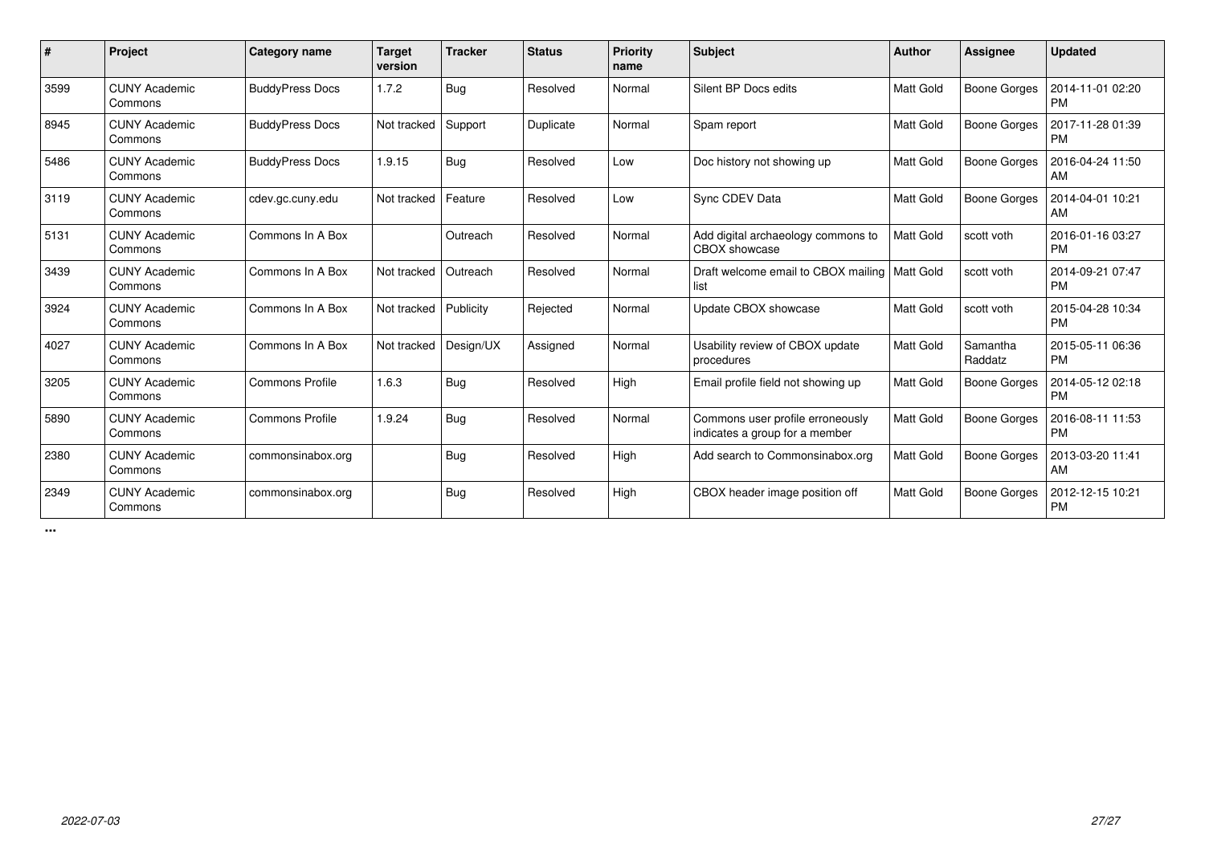| # | Project | Category name | Target version | Tracker | Status | Priority name | Subject | Author | Assignee | Updated |
|---|---|---|---|---|---|---|---|---|---|---|
| 3599 | CUNY Academic Commons | BuddyPress Docs | 1.7.2 | Bug | Resolved | Normal | Silent BP Docs edits | Matt Gold | Boone Gorges | 2014-11-01 02:20 PM |
| 8945 | CUNY Academic Commons | BuddyPress Docs | Not tracked | Support | Duplicate | Normal | Spam report | Matt Gold | Boone Gorges | 2017-11-28 01:39 PM |
| 5486 | CUNY Academic Commons | BuddyPress Docs | 1.9.15 | Bug | Resolved | Low | Doc history not showing up | Matt Gold | Boone Gorges | 2016-04-24 11:50 AM |
| 3119 | CUNY Academic Commons | cdev.gc.cuny.edu | Not tracked | Feature | Resolved | Low | Sync CDEV Data | Matt Gold | Boone Gorges | 2014-04-01 10:21 AM |
| 5131 | CUNY Academic Commons | Commons In A Box | | Outreach | Resolved | Normal | Add digital archaeology commons to CBOX showcase | Matt Gold | scott voth | 2016-01-16 03:27 PM |
| 3439 | CUNY Academic Commons | Commons In A Box | Not tracked | Outreach | Resolved | Normal | Draft welcome email to CBOX mailing list | Matt Gold | scott voth | 2014-09-21 07:47 PM |
| 3924 | CUNY Academic Commons | Commons In A Box | Not tracked | Publicity | Rejected | Normal | Update CBOX showcase | Matt Gold | scott voth | 2015-04-28 10:34 PM |
| 4027 | CUNY Academic Commons | Commons In A Box | Not tracked | Design/UX | Assigned | Normal | Usability review of CBOX update procedures | Matt Gold | Samantha Raddatz | 2015-05-11 06:36 PM |
| 3205 | CUNY Academic Commons | Commons Profile | 1.6.3 | Bug | Resolved | High | Email profile field not showing up | Matt Gold | Boone Gorges | 2014-05-12 02:18 PM |
| 5890 | CUNY Academic Commons | Commons Profile | 1.9.24 | Bug | Resolved | Normal | Commons user profile erroneously indicates a group for a member | Matt Gold | Boone Gorges | 2016-08-11 11:53 PM |
| 2380 | CUNY Academic Commons | commonsinabox.org | | Bug | Resolved | High | Add search to Commonsinabox.org | Matt Gold | Boone Gorges | 2013-03-20 11:41 AM |
| 2349 | CUNY Academic Commons | commonsinabox.org | | Bug | Resolved | High | CBOX header image position off | Matt Gold | Boone Gorges | 2012-12-15 10:21 PM |

...